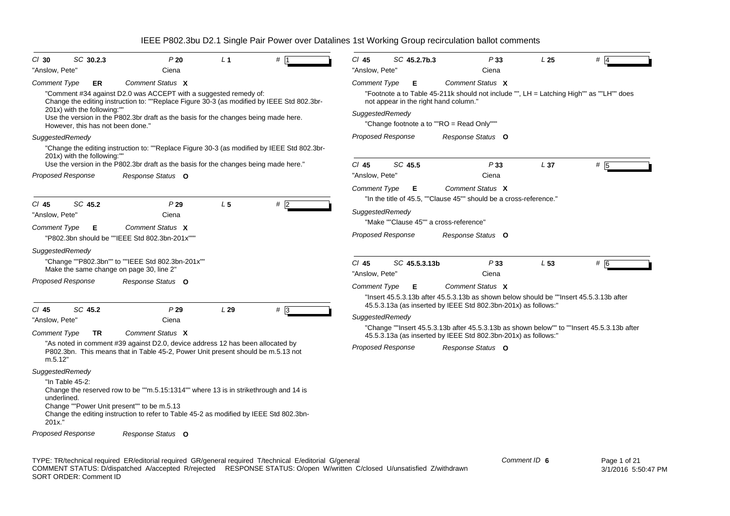# IEEE P802.3bu D2.1 Single Pair Power over Datalines 1st Working Group recirculation ballot comments

**Cl** 30 **SC** 30.2.3 **P** 20 **L** 1 **#** 1

"Anslow, Pete" Ciena

*Comment Type* **ER** *Comment Status* **X**

"Comment #34 against D2.0 was ACCEPT with a suggested remedy of:
Change the editing instruction to: ""Replace Figure 30-3 (as modified by IEEE Std 802.3br-201x) with the following:""
Use the version in the P802.3br draft as the basis for the changes being made here.
However, this has not been done."

*SuggestedRemedy*

"Change the editing instruction to: ""Replace Figure 30-3 (as modified by IEEE Std 802.3br-201x) with the following:""
Use the version in the P802.3br draft as the basis for the changes being made here."

*Proposed Response* *Response Status* **O**

---

**Cl** 45 **SC** 45.2 **P** 29 **L** 5 **#** 2

"Anslow, Pete" Ciena

*Comment Type* **E** *Comment Status* **X**

"P802.3bn should be ""IEEE Std 802.3bn-201x"""

*SuggestedRemedy*

"Change ""P802.3bn"" to ""IEEE Std 802.3bn-201x""
Make the same change on page 30, line 2"

*Proposed Response* *Response Status* **O**

---

**Cl** 45 **SC** 45.2 **P** 29 **L** 29 **#** 3

"Anslow, Pete" Ciena

*Comment Type* **TR** *Comment Status* **X**

"As noted in comment #39 against D2.0, device address 12 has been allocated by P802.3bn. This means that in Table 45-2, Power Unit present should be m.5.13 not m.5.12"

*SuggestedRemedy*

"In Table 45-2:
Change the reserved row to be ""m.5.15:1314"" where 13 is in strikethrough and 14 is underlined.
Change ""Power Unit present"" to be m.5.13
Change the editing instruction to refer to Table 45-2 as modified by IEEE Std 802.3bn-201x."

*Proposed Response* *Response Status* **O**

---

**Cl** 45 **SC** 45.2.7b.3 **P** 33 **L** 25 **#** 4

"Anslow, Pete" Ciena

*Comment Type* **E** *Comment Status* **X**

"Footnote a to Table 45-211k should not include "", LH = Latching High"" as ""LH"" does not appear in the right hand column."

*SuggestedRemedy*

"Change footnote a to ""RO = Read Only"""

*Proposed Response* *Response Status* **O**

---

**Cl** 45 **SC** 45.5 **P** 33 **L** 37 **#** 5

"Anslow, Pete" Ciena

*Comment Type* **E** *Comment Status* **X**

"In the title of 45.5, ""Clause 45"" should be a cross-reference."

*SuggestedRemedy*

"Make ""Clause 45"" a cross-reference"

*Proposed Response* *Response Status* **O**

---

**Cl** 45 **SC** 45.5.3.13b **P** 33 **L** 53 **#** 6

"Anslow, Pete" Ciena

*Comment Type* **E** *Comment Status* **X**

"Insert 45.5.3.13b after 45.5.3.13b as shown below should be ""Insert 45.5.3.13b after 45.5.3.13a (as inserted by IEEE Std 802.3bn-201x) as follows:"

*SuggestedRemedy*

"Change ""Insert 45.5.3.13b after 45.5.3.13b as shown below"" to ""Insert 45.5.3.13b after 45.5.3.13a (as inserted by IEEE Std 802.3bn-201x) as follows:"

*Proposed Response* *Response Status* **O**

---

TYPE: TR/technical required ER/editorial required GR/general required T/technical E/editorial G/general
COMMENT STATUS: D/dispatched A/accepted R/rejected RESPONSE STATUS: O/open W/written C/closed U/unsatisfied Z/withdrawn
SORT ORDER: Comment ID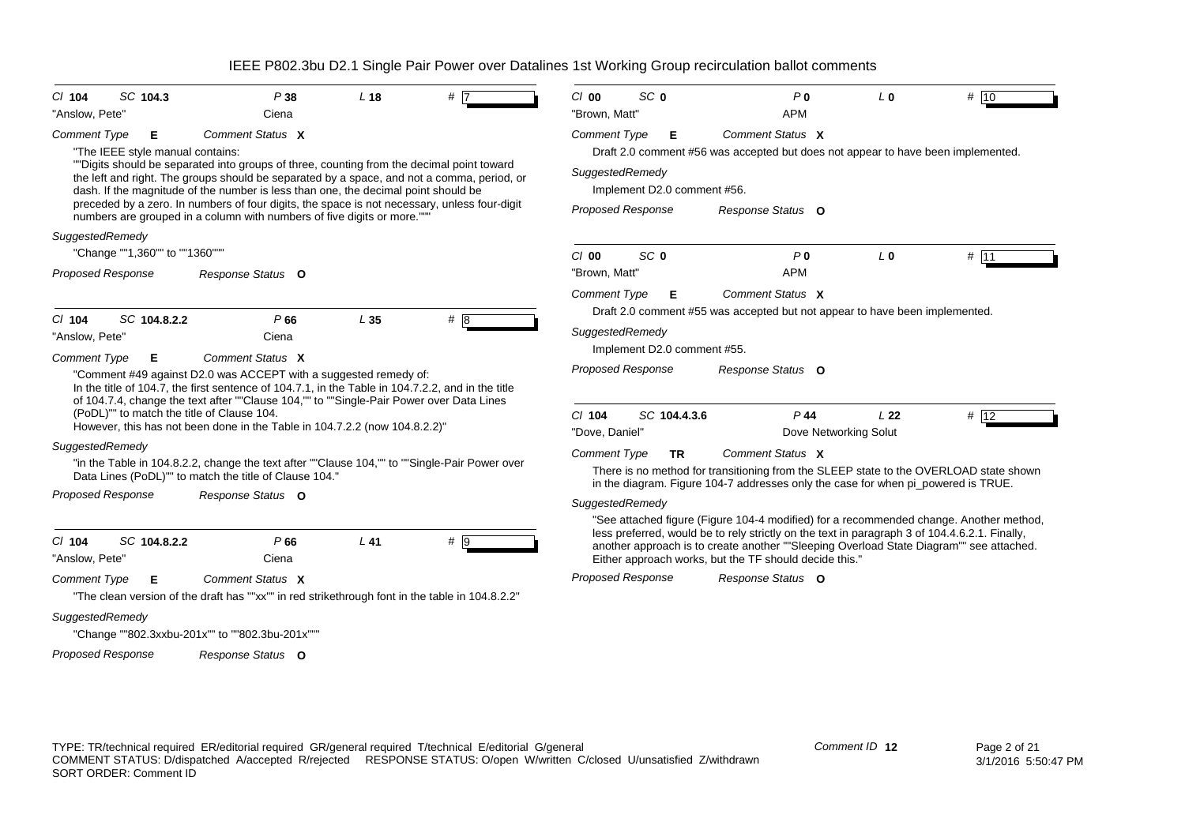IEEE P802.3bu D2.1 Single Pair Power over Datalines 1st Working Group recirculation ballot comments

---

Cl **104** SC **104.3** P **38** L **18** # 7

"Anslow, Pete" Ciena

*Comment Type* **E** *Comment Status* **X**

"The IEEE style manual contains:
""Digits should be separated into groups of three, counting from the decimal point toward the left and right. The groups should be separated by a space, and not a comma, period, or dash. If the magnitude of the number is less than one, the decimal point should be preceded by a zero. In numbers of four digits, the space is not necessary, unless four-digit numbers are grouped in a column with numbers of five digits or more."""

*SuggestedRemedy*

"Change ""1,360"" to ""1360"""

*Proposed Response* *Response Status* **O**

---

Cl **104** SC **104.8.2.2** P **66** L **35** # 8

"Anslow, Pete" Ciena

*Comment Type* **E** *Comment Status* **X**

"Comment #49 against D2.0 was ACCEPT with a suggested remedy of:
In the title of 104.7, the first sentence of 104.7.1, in the Table in 104.7.2.2, and in the title of 104.7.4, change the text after ""Clause 104,"" to ""Single-Pair Power over Data Lines (PoDL)"" to match the title of Clause 104.
However, this has not been done in the Table in 104.7.2.2 (now 104.8.2.2)"

*SuggestedRemedy*

"in the Table in 104.8.2.2, change the text after ""Clause 104,"" to ""Single-Pair Power over Data Lines (PoDL)"" to match the title of Clause 104."

*Proposed Response* *Response Status* **O**

---

Cl **104** SC **104.8.2.2** P **66** L **41** # 9

"Anslow, Pete" Ciena

*Comment Type* **E** *Comment Status* **X**

"The clean version of the draft has ""xx"" in red strikethrough font in the table in 104.8.2.2"

*SuggestedRemedy*

"Change ""802.3xxbu-201x"" to ""802.3bu-201x"""

*Proposed Response* *Response Status* **O**

---

Cl **00** SC **0** P **0** L **0** # 10

"Brown, Matt" APM

*Comment Type* **E** *Comment Status* **X**

Draft 2.0 comment #56 was accepted but does not appear to have been implemented.

*SuggestedRemedy*

Implement D2.0 comment #56.

*Proposed Response* *Response Status* **O**

---

Cl **00** SC **0** P **0** L **0** # 11

"Brown, Matt" APM

*Comment Type* **E** *Comment Status* **X**

Draft 2.0 comment #55 was accepted but not appear to have been implemented.

*SuggestedRemedy*

Implement D2.0 comment #55.

*Proposed Response* *Response Status* **O**

---

Cl **104** SC **104.4.3.6** P **44** L **22** # 12

"Dove, Daniel" Dove Networking Solut

*Comment Type* **TR** *Comment Status* **X**

There is no method for transitioning from the SLEEP state to the OVERLOAD state shown in the diagram. Figure 104-7 addresses only the case for when pi_powered is TRUE.

*SuggestedRemedy*

"See attached figure (Figure 104-4 modified) for a recommended change. Another method, less preferred, would be to rely strictly on the text in paragraph 3 of 104.4.6.2.1. Finally, another approach is to create another ""Sleeping Overload State Diagram"" see attached. Either approach works, but the TF should decide this."

*Proposed Response* *Response Status* **O**

---

TYPE: TR/technical required ER/editorial required GR/general required T/technical E/editorial G/general
COMMENT STATUS: D/dispatched A/accepted R/rejected RESPONSE STATUS: O/open W/written C/closed U/unsatisfied Z/withdrawn
SORT ORDER: Comment ID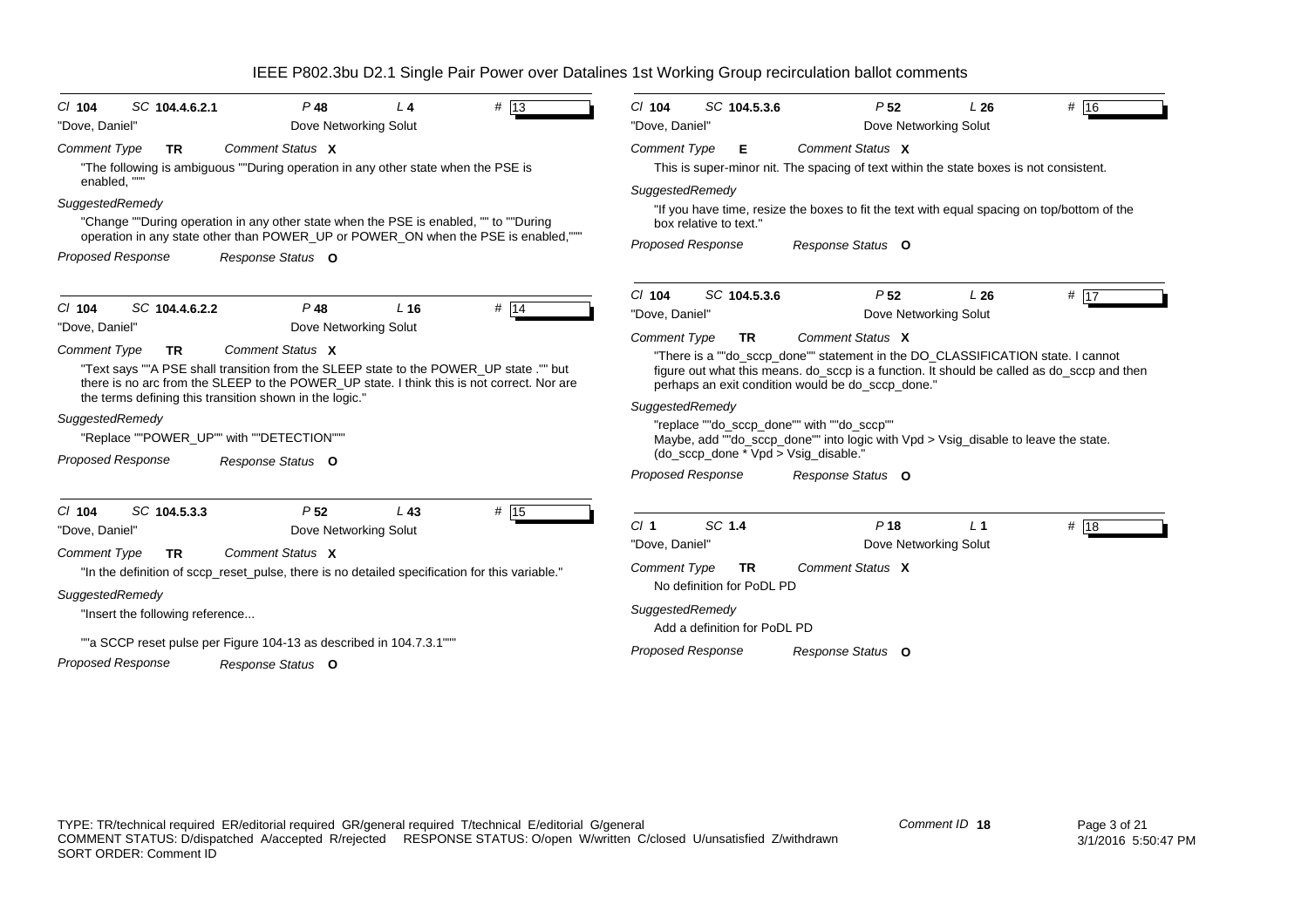# IEEE P802.3bu D2.1 Single Pair Power over Datalines 1st Working Group recirculation ballot comments

**Cl** 104 **SC** 104.4.6.2.1 **P** 48 **L** 4 **#** 13

"Dove, Daniel" Dove Networking Solut

*Comment Type* **TR** *Comment Status* **X**

"The following is ambiguous ""During operation in any other state when the PSE is enabled, """

*SuggestedRemedy*

"Change ""During operation in any other state when the PSE is enabled, "" to ""During operation in any state other than POWER_UP or POWER_ON when the PSE is enabled,"""

*Proposed Response* *Response Status* **O**

---

**Cl** 104 **SC** 104.4.6.2.2 **P** 48 **L** 16 **#** 14

"Dove, Daniel" Dove Networking Solut

*Comment Type* **TR** *Comment Status* **X**

"Text says ""A PSE shall transition from the SLEEP state to the POWER_UP state ."" but there is no arc from the SLEEP to the POWER_UP state. I think this is not correct. Nor are the terms defining this transition shown in the logic."

*SuggestedRemedy*

"Replace ""POWER_UP"" with ""DETECTION"""

*Proposed Response* *Response Status* **O**

---

**Cl** 104 **SC** 104.5.3.3 **P** 52 **L** 43 **#** 15

"Dove, Daniel" Dove Networking Solut

*Comment Type* **TR** *Comment Status* **X**

"In the definition of sccp_reset_pulse, there is no detailed specification for this variable."

*SuggestedRemedy*

"Insert the following reference...

""a SCCP reset pulse per Figure 104-13 as described in 104.7.3.1"""

*Proposed Response* *Response Status* **O**

---

**Cl** 104 **SC** 104.5.3.6 **P** 52 **L** 26 **#** 16

"Dove, Daniel" Dove Networking Solut

*Comment Type* **E** *Comment Status* **X**

This is super-minor nit. The spacing of text within the state boxes is not consistent.

*SuggestedRemedy*

"If you have time, resize the boxes to fit the text with equal spacing on top/bottom of the box relative to text."

*Proposed Response* *Response Status* **O**

---

**Cl** 104 **SC** 104.5.3.6 **P** 52 **L** 26 **#** 17

"Dove, Daniel" Dove Networking Solut

*Comment Type* **TR** *Comment Status* **X**

"There is a ""do_sccp_done"" statement in the DO_CLASSIFICATION state. I cannot figure out what this means. do_sccp is a function. It should be called as do_sccp and then perhaps an exit condition would be do_sccp_done."

*SuggestedRemedy*

"replace ""do_sccp_done"" with ""do_sccp""
Maybe, add ""do_sccp_done"" into logic with Vpd > Vsig_disable to leave the state.
(do_sccp_done * Vpd > Vsig_disable."

*Proposed Response* *Response Status* **O**

---

**Cl** 1 **SC** 1.4 **P** 18 **L** 1 **#** 18

"Dove, Daniel" Dove Networking Solut

*Comment Type* **TR** *Comment Status* **X**

No definition for PoDL PD

*SuggestedRemedy*

Add a definition for PoDL PD

*Proposed Response* *Response Status* **O**

---

TYPE: TR/technical required ER/editorial required GR/general required T/technical E/editorial G/general
COMMENT STATUS: D/dispatched A/accepted R/rejected RESPONSE STATUS: O/open W/written C/closed U/unsatisfied Z/withdrawn
SORT ORDER: Comment ID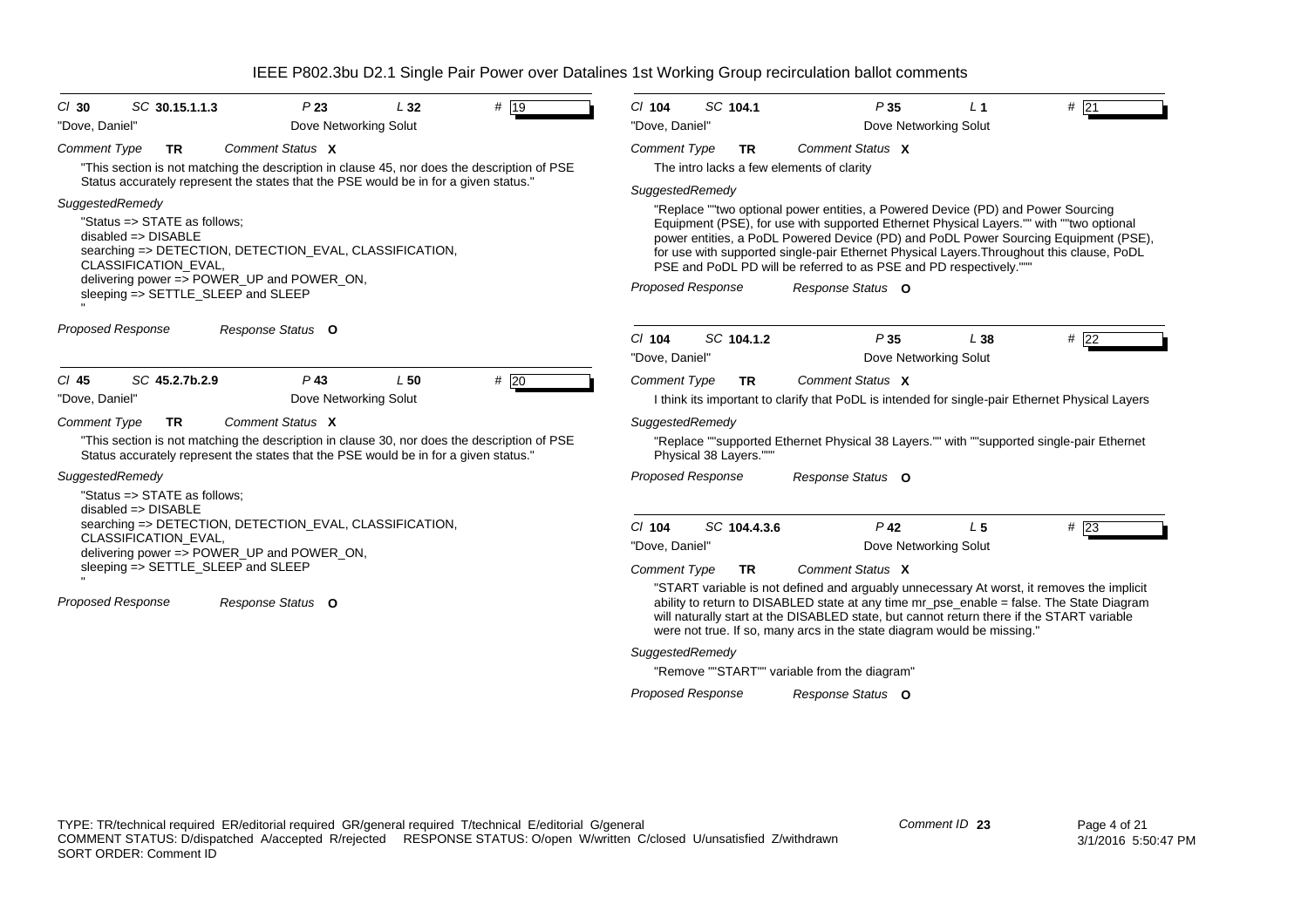| *Cl* **30** | *SC* **30.15.1.1.3** | *P* **23** | *L* **32** | *#* 19 |
|---|---|---|---|---|

"Dove, Daniel" Dove Networking Solut

*Comment Type* **TR** *Comment Status* **X**

"This section is not matching the description in clause 45, nor does the description of PSE Status accurately represent the states that the PSE would be in for a given status."

*SuggestedRemedy*

"Status => STATE as follows;
disabled => DISABLE
searching => DETECTION, DETECTION_EVAL, CLASSIFICATION, CLASSIFICATION_EVAL,
delivering power => POWER_UP and POWER_ON,
sleeping => SETTLE_SLEEP and SLEEP
"

*Proposed Response* *Response Status* **O**

---

| *Cl* **45** | *SC* **45.2.7b.2.9** | *P* **43** | *L* **50** | *#* 20 |
|---|---|---|---|---|

"Dove, Daniel" Dove Networking Solut

*Comment Type* **TR** *Comment Status* **X**

"This section is not matching the description in clause 30, nor does the description of PSE Status accurately represent the states that the PSE would be in for a given status."

*SuggestedRemedy*

"Status => STATE as follows;
disabled => DISABLE
searching => DETECTION, DETECTION_EVAL, CLASSIFICATION, CLASSIFICATION_EVAL,
delivering power => POWER_UP and POWER_ON,
sleeping => SETTLE_SLEEP and SLEEP
"

*Proposed Response* *Response Status* **O**

---

| *Cl* **104** | *SC* **104.1** | *P* **35** | *L* **1** | *#* 21 |
|---|---|---|---|---|

"Dove, Daniel" Dove Networking Solut

*Comment Type* **TR** *Comment Status* **X**

The intro lacks a few elements of clarity

*SuggestedRemedy*

"Replace ""two optional power entities, a Powered Device (PD) and Power Sourcing Equipment (PSE), for use with supported Ethernet Physical Layers."" with ""two optional power entities, a PoDL Powered Device (PD) and PoDL Power Sourcing Equipment (PSE), for use with supported single-pair Ethernet Physical Layers.Throughout this clause, PoDL PSE and PoDL PD will be referred to as PSE and PD respectively."""

*Proposed Response* *Response Status* **O**

---

| *Cl* **104** | *SC* **104.1.2** | *P* **35** | *L* **38** | *#* 22 |
|---|---|---|---|---|

"Dove, Daniel" Dove Networking Solut

*Comment Type* **TR** *Comment Status* **X**

I think its important to clarify that PoDL is intended for single-pair Ethernet Physical Layers

*SuggestedRemedy*

"Replace ""supported Ethernet Physical 38 Layers."" with ""supported single-pair Ethernet Physical 38 Layers."""

*Proposed Response* *Response Status* **O**

---

| *Cl* **104** | *SC* **104.4.3.6** | *P* **42** | *L* **5** | *#* 23 |
|---|---|---|---|---|

"Dove, Daniel" Dove Networking Solut

*Comment Type* **TR** *Comment Status* **X**

"START variable is not defined and arguably unnecessary At worst, it removes the implicit ability to return to DISABLED state at any time mr_pse_enable = false. The State Diagram will naturally start at the DISABLED state, but cannot return there if the START variable were not true. If so, many arcs in the state diagram would be missing."

*SuggestedRemedy*

"Remove ""START"" variable from the diagram"

*Proposed Response* *Response Status* **O**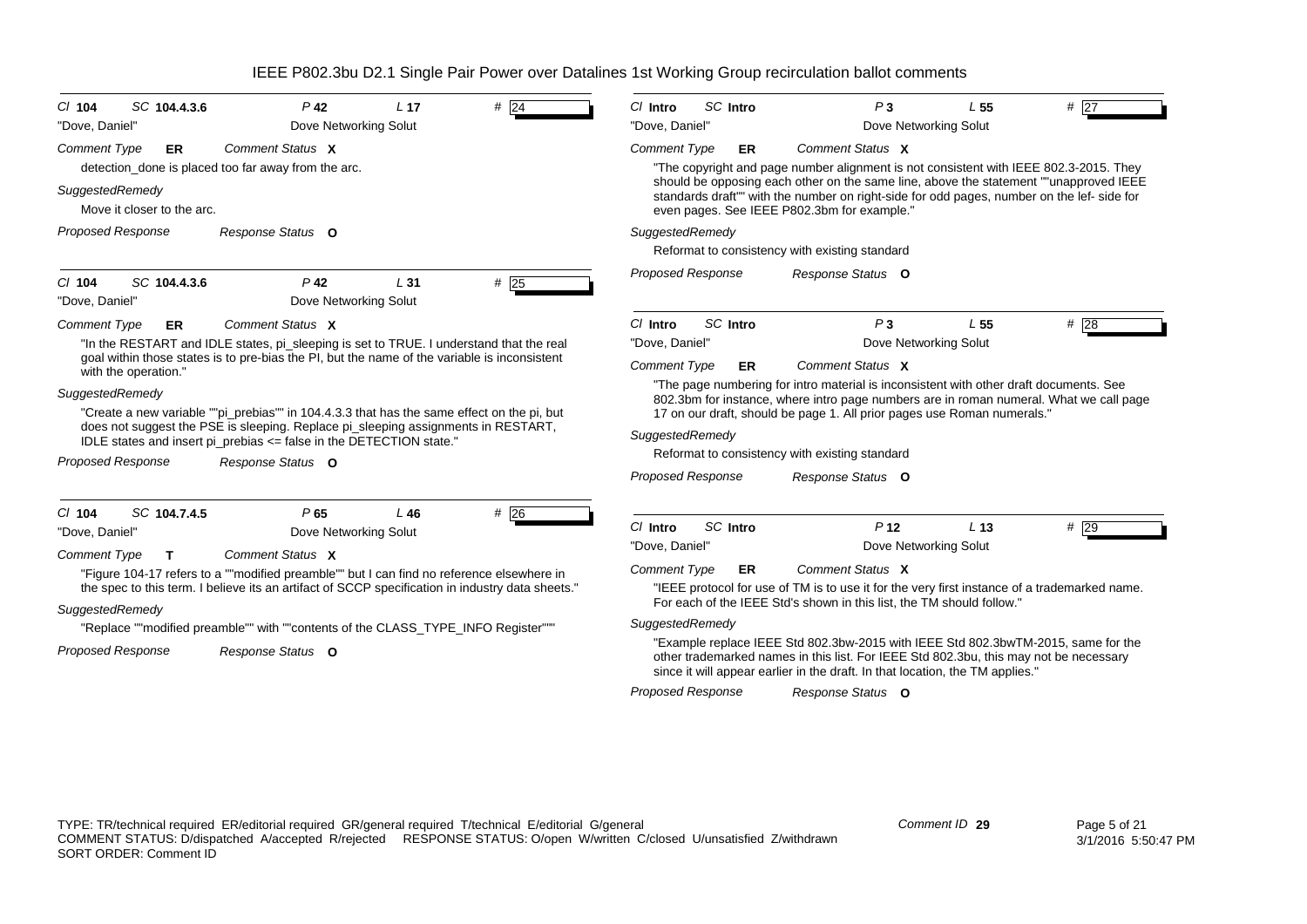# IEEE P802.3bu D2.1 Single Pair Power over Datalines 1st Working Group recirculation ballot comments

**Cl** 104 **SC** 104.4.3.6 **P** 42 **L** 17 **#** 24

"Dove, Daniel" Dove Networking Solut

*Comment Type* **ER** *Comment Status* **X**

detection_done is placed too far away from the arc.

*SuggestedRemedy*

Move it closer to the arc.

*Proposed Response* *Response Status* **O**

---

**Cl** 104 **SC** 104.4.3.6 **P** 42 **L** 31 **#** 25

"Dove, Daniel" Dove Networking Solut

*Comment Type* **ER** *Comment Status* **X**

"In the RESTART and IDLE states, pi_sleeping is set to TRUE. I understand that the real goal within those states is to pre-bias the PI, but the name of the variable is inconsistent with the operation."

*SuggestedRemedy*

"Create a new variable ""pi_prebias"" in 104.4.3.3 that has the same effect on the pi, but does not suggest the PSE is sleeping. Replace pi_sleeping assignments in RESTART, IDLE states and insert pi_prebias <= false in the DETECTION state."

*Proposed Response* *Response Status* **O**

---

**Cl** 104 **SC** 104.7.4.5 **P** 65 **L** 46 **#** 26

"Dove, Daniel" Dove Networking Solut

*Comment Type* **T** *Comment Status* **X**

"Figure 104-17 refers to a ""modified preamble"" but I can find no reference elsewhere in the spec to this term. I believe its an artifact of SCCP specification in industry data sheets."

*SuggestedRemedy*

"Replace ""modified preamble"" with ""contents of the CLASS_TYPE_INFO Register"""

*Proposed Response* *Response Status* **O**

---

**Cl** Intro **SC** Intro **P** 3 **L** 55 **#** 27

"Dove, Daniel" Dove Networking Solut

*Comment Type* **ER** *Comment Status* **X**

"The copyright and page number alignment is not consistent with IEEE 802.3-2015. They should be opposing each other on the same line, above the statement ""unapproved IEEE standards draft"" with the number on right-side for odd pages, number on the lef- side for even pages. See IEEE P802.3bm for example."

*SuggestedRemedy*

Reformat to consistency with existing standard

*Proposed Response* *Response Status* **O**

---

**Cl** Intro **SC** Intro **P** 3 **L** 55 **#** 28

"Dove, Daniel" Dove Networking Solut

*Comment Type* **ER** *Comment Status* **X**

"The page numbering for intro material is inconsistent with other draft documents. See 802.3bm for instance, where intro page numbers are in roman numeral. What we call page 17 on our draft, should be page 1. All prior pages use Roman numerals."

*SuggestedRemedy*

Reformat to consistency with existing standard

*Proposed Response* *Response Status* **O**

---

**Cl** Intro **SC** Intro **P** 12 **L** 13 **#** 29

"Dove, Daniel" Dove Networking Solut

*Comment Type* **ER** *Comment Status* **X**

"IEEE protocol for use of TM is to use it for the very first instance of a trademarked name. For each of the IEEE Std's shown in this list, the TM should follow."

*SuggestedRemedy*

"Example replace IEEE Std 802.3bw-2015 with IEEE Std 802.3bwTM-2015, same for the other trademarked names in this list. For IEEE Std 802.3bu, this may not be necessary since it will appear earlier in the draft. In that location, the TM applies."

*Proposed Response* *Response Status* **O**

---

TYPE: TR/technical required ER/editorial required GR/general required T/technical E/editorial G/general
COMMENT STATUS: D/dispatched A/accepted R/rejected RESPONSE STATUS: O/open W/written C/closed U/unsatisfied Z/withdrawn
SORT ORDER: Comment ID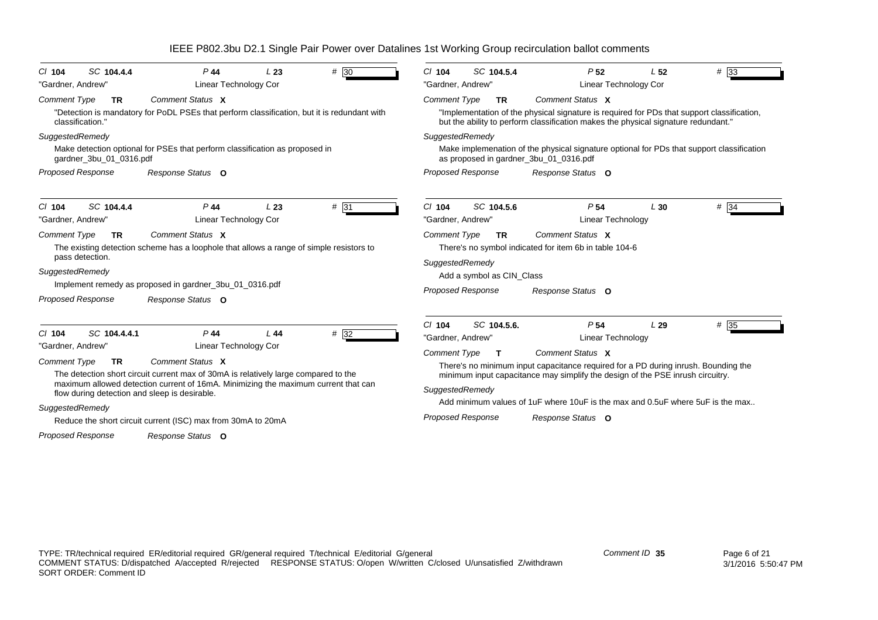# IEEE P802.3bu D2.1 Single Pair Power over Datalines 1st Working Group recirculation ballot comments

---

Cl **104** SC **104.4.4** P **44** L **23** # **30**

"Gardner, Andrew" Linear Technology Cor

*Comment Type* **TR** *Comment Status* **X**

"Detection is mandatory for PoDL PSEs that perform classification, but it is redundant with classification."

*SuggestedRemedy*

Make detection optional for PSEs that perform classification as proposed in gardner_3bu_01_0316.pdf

*Proposed Response* *Response Status* **O**

---

Cl **104** SC **104.4.4** P **44** L **23** # **31**

"Gardner, Andrew" Linear Technology Cor

*Comment Type* **TR** *Comment Status* **X**

The existing detection scheme has a loophole that allows a range of simple resistors to pass detection.

*SuggestedRemedy*

Implement remedy as proposed in gardner_3bu_01_0316.pdf

*Proposed Response* *Response Status* **O**

---

Cl **104** SC **104.4.4.1** P **44** L **44** # **32**

"Gardner, Andrew" Linear Technology Cor

*Comment Type* **TR** *Comment Status* **X**

The detection short circuit current max of 30mA is relatively large compared to the maximum allowed detection current of 16mA. Minimizing the maximum current that can flow during detection and sleep is desirable.

*SuggestedRemedy*

Reduce the short circuit current (ISC) max from 30mA to 20mA

*Proposed Response* *Response Status* **O**

---

Cl **104** SC **104.5.4** P **52** L **52** # **33**

"Gardner, Andrew" Linear Technology Cor

*Comment Type* **TR** *Comment Status* **X**

"Implementation of the physical signature is required for PDs that support classification, but the ability to perform classification makes the physical signature redundant."

*SuggestedRemedy*

Make implemenation of the physical signature optional for PDs that support classification as proposed in gardner_3bu_01_0316.pdf

*Proposed Response* *Response Status* **O**

---

Cl **104** SC **104.5.6** P **54** L **30** # **34**

"Gardner, Andrew" Linear Technology

*Comment Type* **TR** *Comment Status* **X**

There's no symbol indicated for item 6b in table 104-6

*SuggestedRemedy*

Add a symbol as CIN_Class

*Proposed Response* *Response Status* **O**

---

Cl **104** SC **104.5.6.** P **54** L **29** # **35**

"Gardner, Andrew" Linear Technology

*Comment Type* **T** *Comment Status* **X**

There's no minimum input capacitance required for a PD during inrush. Bounding the minimum input capacitance may simplify the design of the PSE inrush circuitry.

*SuggestedRemedy*

Add minimum values of 1uF where 10uF is the max and 0.5uF where 5uF is the max..

*Proposed Response* *Response Status* **O**

---

TYPE: TR/technical required ER/editorial required GR/general required T/technical E/editorial G/general
COMMENT STATUS: D/dispatched A/accepted R/rejected RESPONSE STATUS: O/open W/written C/closed U/unsatisfied Z/withdrawn
SORT ORDER: Comment ID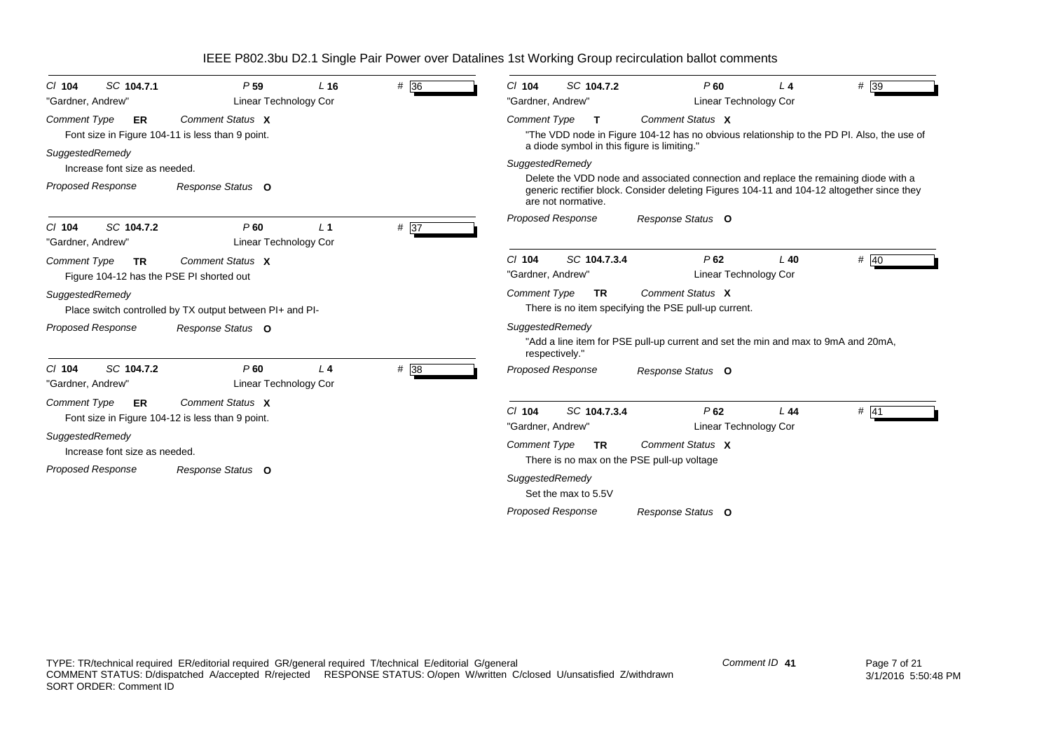# IEEE P802.3bu D2.1 Single Pair Power over Datalines 1st Working Group recirculation ballot comments

**Cl** 104 **SC** 104.7.1 **P** 59 **L** 16 **#** 36

"Gardner, Andrew" Linear Technology Cor

*Comment Type* **ER** *Comment Status* **X**

Font size in Figure 104-11 is less than 9 point.

*SuggestedRemedy*

Increase font size as needed.

*Proposed Response* *Response Status* **O**

---

**Cl** 104 **SC** 104.7.2 **P** 60 **L** 1 **#** 37

"Gardner, Andrew" Linear Technology Cor

*Comment Type* **TR** *Comment Status* **X**

Figure 104-12 has the PSE PI shorted out

*SuggestedRemedy*

Place switch controlled by TX output between PI+ and PI-

*Proposed Response* *Response Status* **O**

---

**Cl** 104 **SC** 104.7.2 **P** 60 **L** 4 **#** 38

"Gardner, Andrew" Linear Technology Cor

*Comment Type* **ER** *Comment Status* **X**

Font size in Figure 104-12 is less than 9 point.

*SuggestedRemedy*

Increase font size as needed.

*Proposed Response* *Response Status* **O**

---

**Cl** 104 **SC** 104.7.2 **P** 60 **L** 4 **#** 39

"Gardner, Andrew" Linear Technology Cor

*Comment Type* **T** *Comment Status* **X**

"The VDD node in Figure 104-12 has no obvious relationship to the PD PI. Also, the use of a diode symbol in this figure is limiting."

*SuggestedRemedy*

Delete the VDD node and associated connection and replace the remaining diode with a generic rectifier block. Consider deleting Figures 104-11 and 104-12 altogether since they are not normative.

*Proposed Response* *Response Status* **O**

---

**Cl** 104 **SC** 104.7.3.4 **P** 62 **L** 40 **#** 40

"Gardner, Andrew" Linear Technology Cor

*Comment Type* **TR** *Comment Status* **X**

There is no item specifying the PSE pull-up current.

*SuggestedRemedy*

"Add a line item for PSE pull-up current and set the min and max to 9mA and 20mA, respectively."

*Proposed Response* *Response Status* **O**

---

**Cl** 104 **SC** 104.7.3.4 **P** 62 **L** 44 **#** 41

"Gardner, Andrew" Linear Technology Cor

*Comment Type* **TR** *Comment Status* **X**

There is no max on the PSE pull-up voltage

*SuggestedRemedy*

Set the max to 5.5V

*Proposed Response* *Response Status* **O**

---

TYPE: TR/technical required ER/editorial required GR/general required T/technical E/editorial G/general
COMMENT STATUS: D/dispatched A/accepted R/rejected RESPONSE STATUS: O/open W/written C/closed U/unsatisfied Z/withdrawn
SORT ORDER: Comment ID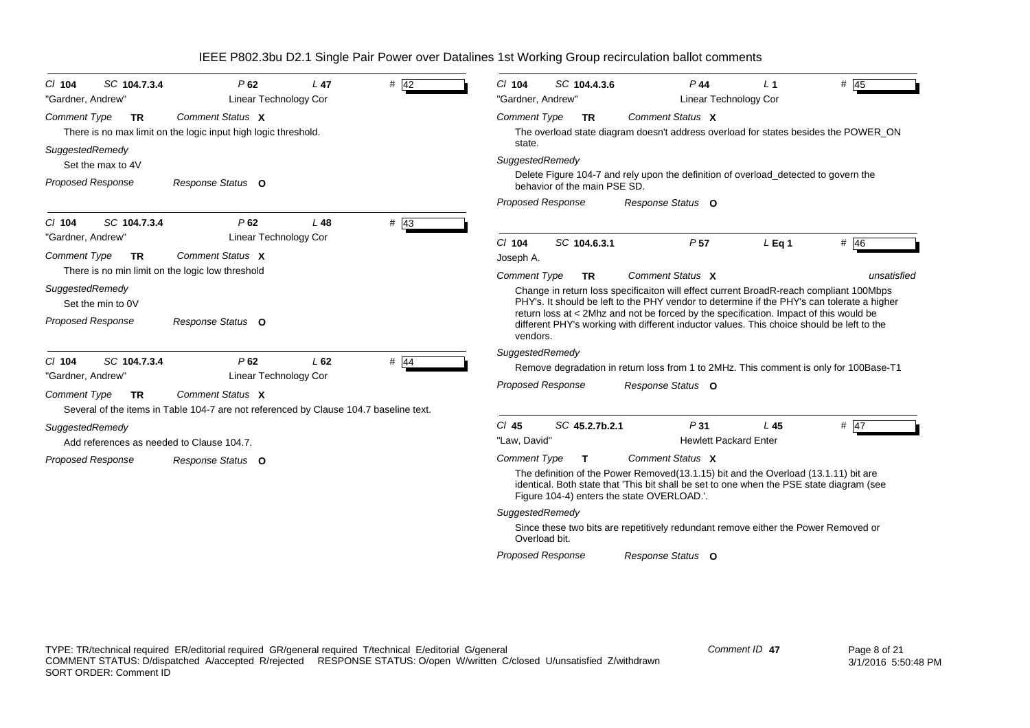# IEEE P802.3bu D2.1 Single Pair Power over Datalines 1st Working Group recirculation ballot comments

**Cl** 104 **SC** 104.7.3.4 **P** 62 **L** 47 **#** 42

"Gardner, Andrew" Linear Technology Cor

*Comment Type* **TR** *Comment Status* **X**

There is no max limit on the logic input high logic threshold.

*SuggestedRemedy*

Set the max to 4V

*Proposed Response* *Response Status* **O**

---

**Cl** 104 **SC** 104.7.3.4 **P** 62 **L** 48 **#** 43

"Gardner, Andrew" Linear Technology Cor

*Comment Type* **TR** *Comment Status* **X**

There is no min limit on the logic low threshold

*SuggestedRemedy*

Set the min to 0V

*Proposed Response* *Response Status* **O**

---

**Cl** 104 **SC** 104.7.3.4 **P** 62 **L** 62 **#** 44

"Gardner, Andrew" Linear Technology Cor

*Comment Type* **TR** *Comment Status* **X**

Several of the items in Table 104-7 are not referenced by Clause 104.7 baseline text.

*SuggestedRemedy*

Add references as needed to Clause 104.7.

*Proposed Response* *Response Status* **O**

---

**Cl** 104 **SC** 104.4.3.6 **P** 44 **L** 1 **#** 45

"Gardner, Andrew" Linear Technology Cor

*Comment Type* **TR** *Comment Status* **X**

The overload state diagram doesn't address overload for states besides the POWER_ON state.

*SuggestedRemedy*

Delete Figure 104-7 and rely upon the definition of overload_detected to govern the behavior of the main PSE SD.

*Proposed Response* *Response Status* **O**

---

**Cl** 104 **SC** 104.6.3.1 **P** 57 **L** Eq 1 **#** 46

Joseph A.

*Comment Type* **TR** *Comment Status* **X** *unsatisfied*

Change in return loss specificaiton will effect current BroadR-reach compliant 100Mbps PHY's. It should be left to the PHY vendor to determine if the PHY's can tolerate a higher return loss at < 2Mhz and not be forced by the specification. Impact of this would be different PHY's working with different inductor values. This choice should be left to the vendors.

*SuggestedRemedy*

Remove degradation in return loss from 1 to 2MHz. This comment is only for 100Base-T1

*Proposed Response* *Response Status* **O**

---

**Cl** 45 **SC** 45.2.7b.2.1 **P** 31 **L** 45 **#** 47

"Law, David" Hewlett Packard Enter

*Comment Type* **T** *Comment Status* **X**

The definition of the Power Removed(13.1.15) bit and the Overload (13.1.11) bit are identical. Both state that 'This bit shall be set to one when the PSE state diagram (see Figure 104-4) enters the state OVERLOAD.'.

*SuggestedRemedy*

Since these two bits are repetitively redundant remove either the Power Removed or Overload bit.

*Proposed Response* *Response Status* **O**

---

TYPE: TR/technical required ER/editorial required GR/general required T/technical E/editorial G/general
COMMENT STATUS: D/dispatched A/accepted R/rejected RESPONSE STATUS: O/open W/written C/closed U/unsatisfied Z/withdrawn
SORT ORDER: Comment ID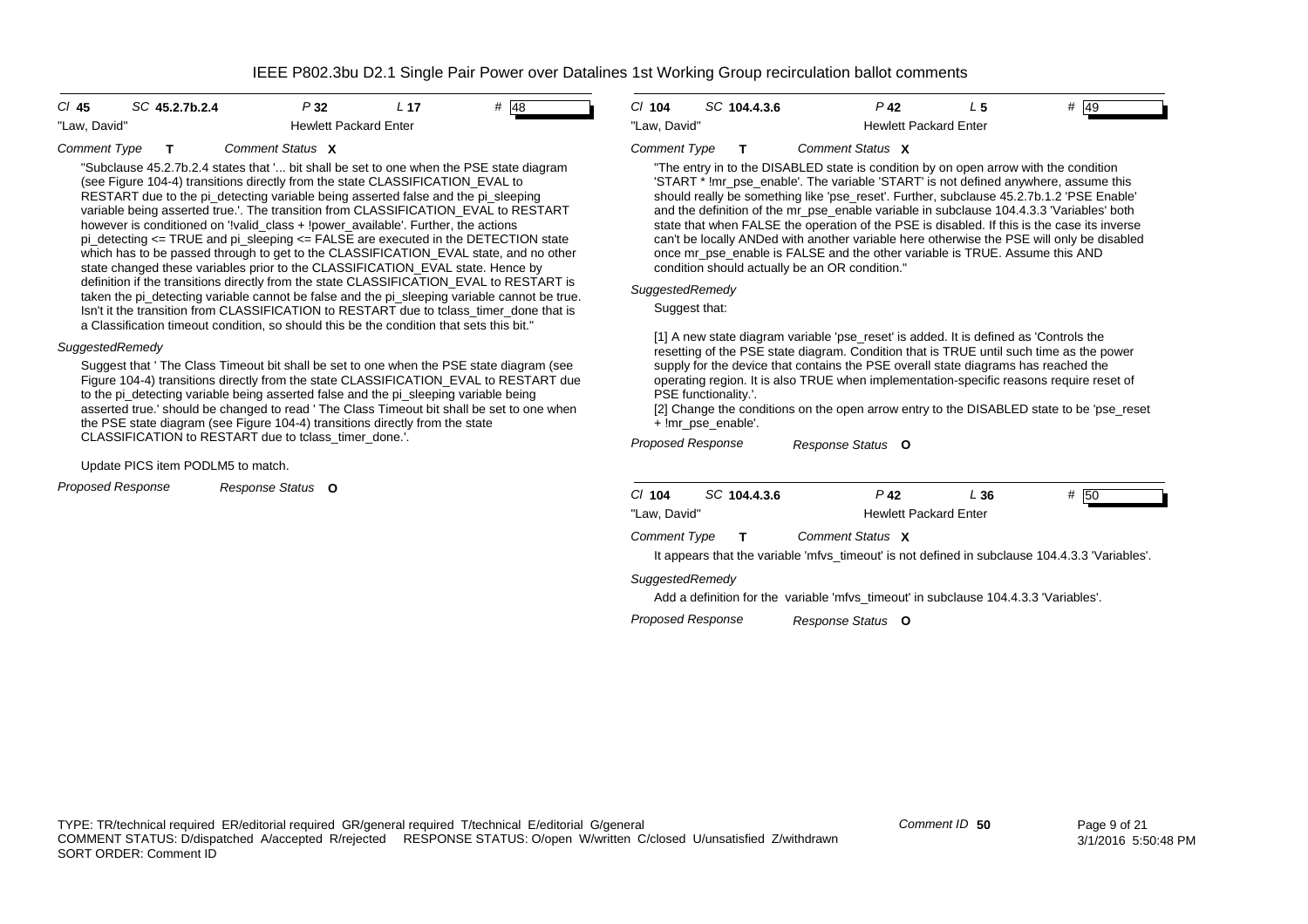| Cl 45 | SC 45.2.7b.2.4 | P 32 | L 17 | # 48 |
|---|---|---|---|---|
| "Law, David" | | Hewlett Packard Enter | | |

*Comment Type* **T** *Comment Status* **X**

"Subclause 45.2.7b.2.4 states that '... bit shall be set to one when the PSE state diagram (see Figure 104-4) transitions directly from the state CLASSIFICATION_EVAL to RESTART due to the pi_detecting variable being asserted false and the pi_sleeping variable being asserted true.'. The transition from CLASSIFICATION_EVAL to RESTART however is conditioned on '!valid_class + !power_available'. Further, the actions pi_detecting <= TRUE and pi_sleeping <= FALSE are executed in the DETECTION state which has to be passed through to get to the CLASSIFICATION_EVAL state, and no other state changed these variables prior to the CLASSIFICATION_EVAL state. Hence by definition if the transitions directly from the state CLASSIFICATION_EVAL to RESTART is taken the pi_detecting variable cannot be false and the pi_sleeping variable cannot be true. Isn't it the transition from CLASSIFICATION to RESTART due to tclass_timer_done that is a Classification timeout condition, so should this be the condition that sets this bit."

*SuggestedRemedy*

Suggest that ' The Class Timeout bit shall be set to one when the PSE state diagram (see Figure 104-4) transitions directly from the state CLASSIFICATION_EVAL to RESTART due to the pi_detecting variable being asserted false and the pi_sleeping variable being asserted true.' should be changed to read ' The Class Timeout bit shall be set to one when the PSE state diagram (see Figure 104-4) transitions directly from the state CLASSIFICATION to RESTART due to tclass_timer_done.'.

Update PICS item PODLM5 to match.

*Proposed Response* *Response Status* **O**

---

| Cl 104 | SC 104.4.3.6 | P 42 | L 5 | # 49 |
|---|---|---|---|---|
| "Law, David" | | Hewlett Packard Enter | | |

*Comment Type* **T** *Comment Status* **X**

"The entry in to the DISABLED state is condition by on open arrow with the condition 'START * !mr_pse_enable'. The variable 'START' is not defined anywhere, assume this should really be something like 'pse_reset'. Further, subclause 45.2.7b.1.2 'PSE Enable' and the definition of the mr_pse_enable variable in subclause 104.4.3.3 'Variables' both state that when FALSE the operation of the PSE is disabled. If this is the case its inverse can't be locally ANDed with another variable here otherwise the PSE will only be disabled once mr_pse_enable is FALSE and the other variable is TRUE. Assume this AND condition should actually be an OR condition."

*SuggestedRemedy*

Suggest that:

[1] A new state diagram variable 'pse_reset' is added. It is defined as 'Controls the resetting of the PSE state diagram. Condition that is TRUE until such time as the power supply for the device that contains the PSE overall state diagrams has reached the operating region. It is also TRUE when implementation-specific reasons require reset of PSE functionality.'.

[2] Change the conditions on the open arrow entry to the DISABLED state to be 'pse_reset + !mr_pse_enable'.

*Proposed Response* *Response Status* **O**

---

| Cl 104 | SC 104.4.3.6 | P 42 | L 36 | # 50 |
|---|---|---|---|---|
| "Law, David" | | Hewlett Packard Enter | | |

*Comment Type* **T** *Comment Status* **X**

It appears that the variable 'mfvs_timeout' is not defined in subclause 104.4.3.3 'Variables'.

*SuggestedRemedy*

Add a definition for the variable 'mfvs_timeout' in subclause 104.4.3.3 'Variables'.

*Proposed Response* *Response Status* **O**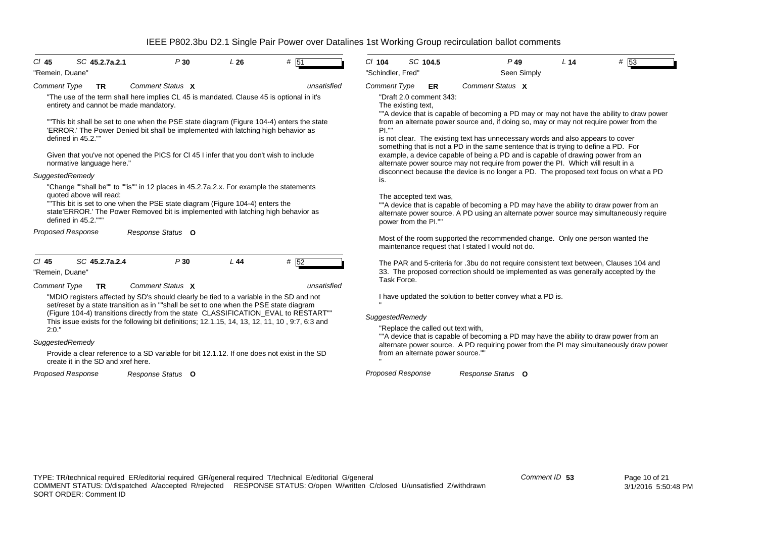IEEE P802.3bu D2.1 Single Pair Power over Datalines 1st Working Group recirculation ballot comments

**Cl** 45 **SC** 45.2.7a.2.1 **P** 30 **L** 26 **#** 51

"Remein, Duane"

**Comment Type** TR **Comment Status** X unsatisfied

"The use of the term shall here implies CL 45 is mandated. Clause 45 is optional in it's entirety and cannot be made mandatory.

""This bit shall be set to one when the PSE state diagram (Figure 104-4) enters the state 'ERROR.' The Power Denied bit shall be implemented with latching high behavior as defined in 45.2.""

Given that you've not opened the PICS for Cl 45 I infer that you don't wish to include normative language here."

*SuggestedRemedy*

"Change ""shall be"" to ""is"" in 12 places in 45.2.7a.2.x. For example the statements quoted above will read:
""This bit is set to one when the PSE state diagram (Figure 104-4) enters the state'ERROR.' The Power Removed bit is implemented with latching high behavior as defined in 45.2."""

*Proposed Response* *Response Status* O

---

**Cl** 45 **SC** 45.2.7a.2.4 **P** 30 **L** 44 **#** 52

"Remein, Duane"

**Comment Type** TR **Comment Status** X unsatisfied

"MDIO registers affected by SD's should clearly be tied to a variable in the SD and not set/reset by a state transition as in ""shall be set to one when the PSE state diagram (Figure 104-4) transitions directly from the state CLASSIFICATION_EVAL to RESTART"" This issue exists for the following bit definitions; 12.1.15, 14, 13, 12, 11, 10 , 9:7, 6:3 and 2:0."

*SuggestedRemedy*

Provide a clear reference to a SD variable for bit 12.1.12. If one does not exist in the SD create it in the SD and xref here.

*Proposed Response* *Response Status* O

---

**Cl** 104 **SC** 104.5 **P** 49 **L** 14 **#** 53

"Schindler, Fred" Seen Simply

**Comment Type** ER **Comment Status** X

"Draft 2.0 comment 343:
The existing text,
""A device that is capable of becoming a PD may or may not have the ability to draw power from an alternate power source and, if doing so, may or may not require power from the PI.""
is not clear. The existing text has unnecessary words and also appears to cover something that is not a PD in the same sentence that is trying to define a PD. For example, a device capable of being a PD and is capable of drawing power from an alternate power source may not require from power the PI. Which will result in a disconnect because the device is no longer a PD. The proposed text focus on what a PD is.

The accepted text was,
""A device that is capable of becoming a PD may have the ability to draw power from an alternate power source. A PD using an alternate power source may simultaneously require power from the PI.""

Most of the room supported the recommended change. Only one person wanted the maintenance request that I stated I would not do.

The PAR and 5-criteria for .3bu do not require consistent text between, Clauses 104 and 33. The proposed correction should be implemented as was generally accepted by the Task Force.

I have updated the solution to better convey what a PD is.
"

*SuggestedRemedy*

"Replace the called out text with,
""A device that is capable of becoming a PD may have the ability to draw power from an alternate power source. A PD requiring power from the PI may simultaneously draw power from an alternate power source.""
"

*Proposed Response* *Response Status* O

---

TYPE: TR/technical required ER/editorial required GR/general required T/technical E/editorial G/general
COMMENT STATUS: D/dispatched A/accepted R/rejected RESPONSE STATUS: O/open W/written C/closed U/unsatisfied Z/withdrawn
SORT ORDER: Comment ID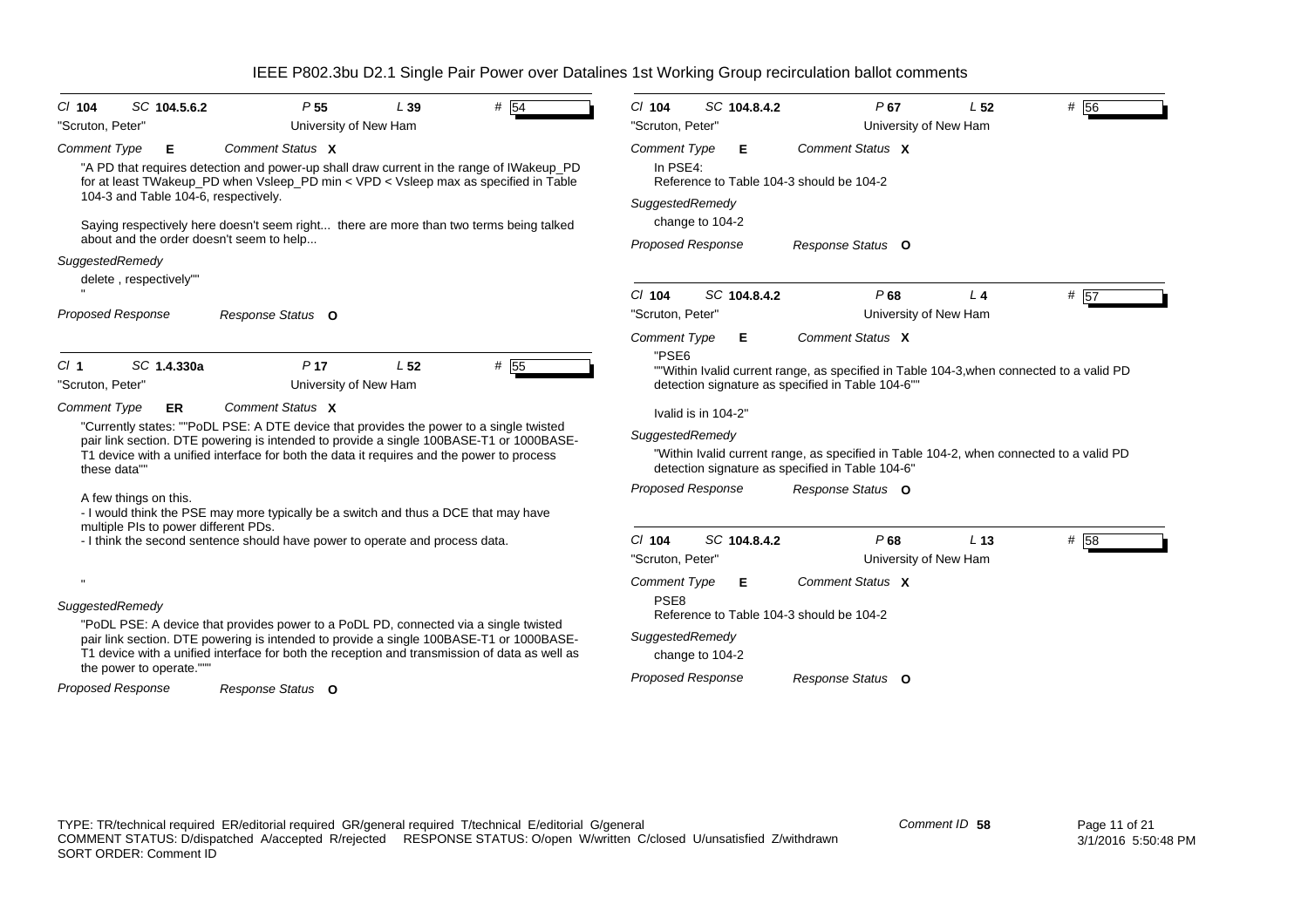IEEE P802.3bu D2.1 Single Pair Power over Datalines 1st Working Group recirculation ballot comments

Cl 104 SC 104.5.6.2 P 55 L 39 # 54

"Scruton, Peter" University of New Ham

Comment Type E Comment Status X

"A PD that requires detection and power-up shall draw current in the range of IWakeup_PD for at least TWakeup_PD when Vsleep_PD min < VPD < Vsleep max as specified in Table 104-3 and Table 104-6, respectively.

Saying respectively here doesn't seem right... there are more than two terms being talked about and the order doesn't seem to help...

SuggestedRemedy

delete , respectively""

"

Proposed Response Response Status O

---

Cl 1 SC 1.4.330a P 17 L 52 # 55

"Scruton, Peter" University of New Ham

Comment Type ER Comment Status X

"Currently states: ""PoDL PSE: A DTE device that provides the power to a single twisted pair link section. DTE powering is intended to provide a single 100BASE-T1 or 1000BASE-T1 device with a unified interface for both the data it requires and the power to process these data""

A few things on this.
- I would think the PSE may more typically be a switch and thus a DCE that may have multiple PIs to power different PDs.
- I think the second sentence should have power to operate and process data.

"

SuggestedRemedy

"PoDL PSE: A device that provides power to a PoDL PD, connected via a single twisted pair link section. DTE powering is intended to provide a single 100BASE-T1 or 1000BASE-T1 device with a unified interface for both the reception and transmission of data as well as the power to operate."""

Proposed Response Response Status O

---

Cl 104 SC 104.8.4.2 P 67 L 52 # 56

"Scruton, Peter" University of New Ham

Comment Type E Comment Status X

In PSE4:
Reference to Table 104-3 should be 104-2

SuggestedRemedy

change to 104-2

Proposed Response Response Status O

---

Cl 104 SC 104.8.4.2 P 68 L 4 # 57

"Scruton, Peter" University of New Ham

Comment Type E Comment Status X

"PSE6
""Within Ivalid current range, as specified in Table 104-3,when connected to a valid PD detection signature as specified in Table 104-6""

Ivalid is in 104-2"

SuggestedRemedy

"Within Ivalid current range, as specified in Table 104-2, when connected to a valid PD detection signature as specified in Table 104-6"

Proposed Response Response Status O

---

Cl 104 SC 104.8.4.2 P 68 L 13 # 58

"Scruton, Peter" University of New Ham

Comment Type E Comment Status X

PSE8
Reference to Table 104-3 should be 104-2

SuggestedRemedy

change to 104-2

Proposed Response Response Status O

---

TYPE: TR/technical required ER/editorial required GR/general required T/technical E/editorial G/general
COMMENT STATUS: D/dispatched A/accepted R/rejected RESPONSE STATUS: O/open W/written C/closed U/unsatisfied Z/withdrawn
SORT ORDER: Comment ID

Comment ID 58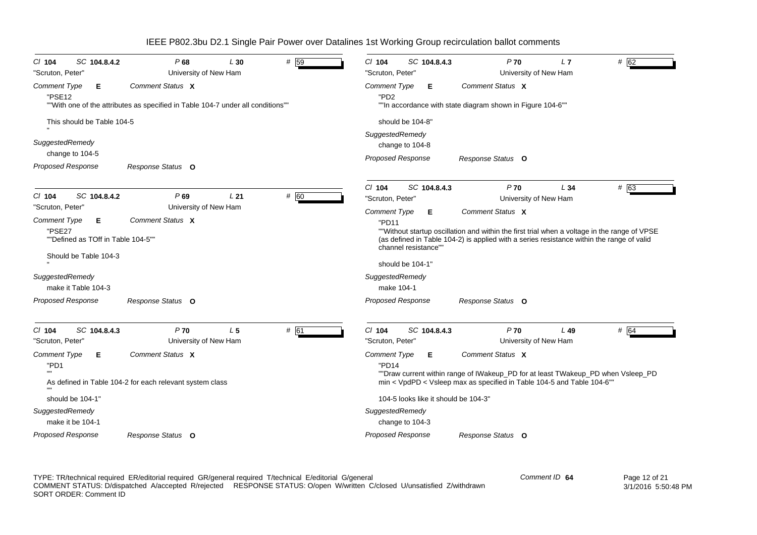| Cl 104 | SC 104.8.4.2 | P 68 | L 30 | # 59 |
|---|---|---|---|---|

"Scruton, Peter" — University of New Ham

*Comment Type* **E** — *Comment Status* **X**

"PSE12
""With one of the attributes as specified in Table 104-7 under all conditions""

This should be Table 104-5
"

*SuggestedRemedy*

change to 104-5

*Proposed Response* — *Response Status* **O**

---

| Cl 104 | SC 104.8.4.2 | P 69 | L 21 | # 60 |
|---|---|---|---|---|

"Scruton, Peter" — University of New Ham

*Comment Type* **E** — *Comment Status* **X**

"PSE27
""Defined as TOff in Table 104-5""

Should be Table 104-3
"

*SuggestedRemedy*

make it Table 104-3

*Proposed Response* — *Response Status* **O**

---

| Cl 104 | SC 104.8.4.3 | P 70 | L 5 | # 61 |
|---|---|---|---|---|

"Scruton, Peter" — University of New Ham

*Comment Type* **E** — *Comment Status* **X**

"PD1
""
As defined in Table 104-2 for each relevant system class
""
should be 104-1"

*SuggestedRemedy*

make it be 104-1

*Proposed Response* — *Response Status* **O**

---

| Cl 104 | SC 104.8.4.3 | P 70 | L 7 | # 62 |
|---|---|---|---|---|

"Scruton, Peter" — University of New Ham

*Comment Type* **E** — *Comment Status* **X**

"PD2
""In accordance with state diagram shown in Figure 104-6""

should be 104-8"

*SuggestedRemedy*

change to 104-8

*Proposed Response* — *Response Status* **O**

---

| Cl 104 | SC 104.8.4.3 | P 70 | L 34 | # 63 |
|---|---|---|---|---|

"Scruton, Peter" — University of New Ham

*Comment Type* **E** — *Comment Status* **X**

"PD11
""Without startup oscillation and within the first trial when a voltage in the range of VPSE (as defined in Table 104-2) is applied with a series resistance within the range of valid channel resistance""

should be 104-1"

*SuggestedRemedy*

make 104-1

*Proposed Response* — *Response Status* **O**

---

| Cl 104 | SC 104.8.4.3 | P 70 | L 49 | # 64 |
|---|---|---|---|---|

"Scruton, Peter" — University of New Ham

*Comment Type* **E** — *Comment Status* **X**

"PD14
""Draw current within range of IWakeup_PD for at least TWakeup_PD when Vsleep_PD min < VpdPD < Vsleep max as specified in Table 104-5 and Table 104-6""

104-5 looks like it should be 104-3"

*SuggestedRemedy*

change to 104-3

*Proposed Response* — *Response Status* **O**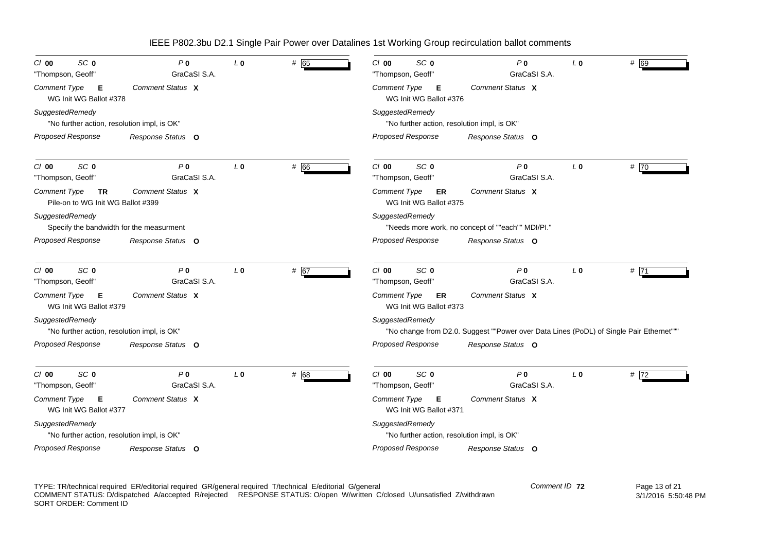Cl **00** SC **0** P **0** L **0** # 65
"Thompson, Geoff" GraCaSI S.A.
*Comment Type* **E** *Comment Status* **X**
WG Init WG Ballot #378
*SuggestedRemedy*
"No further action, resolution impl, is OK"
*Proposed Response* *Response Status* **O**

---

Cl **00** SC **0** P **0** L **0** # 66
"Thompson, Geoff" GraCaSI S.A.
*Comment Type* **TR** *Comment Status* **X**
Pile-on to WG Init WG Ballot #399
*SuggestedRemedy*
Specify the bandwidth for the measurment
*Proposed Response* *Response Status* **O**

---

Cl **00** SC **0** P **0** L **0** # 67
"Thompson, Geoff" GraCaSI S.A.
*Comment Type* **E** *Comment Status* **X**
WG Init WG Ballot #379
*SuggestedRemedy*
"No further action, resolution impl, is OK"
*Proposed Response* *Response Status* **O**

---

Cl **00** SC **0** P **0** L **0** # 68
"Thompson, Geoff" GraCaSI S.A.
*Comment Type* **E** *Comment Status* **X**
WG Init WG Ballot #377
*SuggestedRemedy*
"No further action, resolution impl, is OK"
*Proposed Response* *Response Status* **O**

---

Cl **00** SC **0** P **0** L **0** # 69
"Thompson, Geoff" GraCaSI S.A.
*Comment Type* **E** *Comment Status* **X**
WG Init WG Ballot #376
*SuggestedRemedy*
"No further action, resolution impl, is OK"
*Proposed Response* *Response Status* **O**

---

Cl **00** SC **0** P **0** L **0** # 70
"Thompson, Geoff" GraCaSI S.A.
*Comment Type* **ER** *Comment Status* **X**
WG Init WG Ballot #375
*SuggestedRemedy*
"Needs more work, no concept of ""each"" MDI/PI."
*Proposed Response* *Response Status* **O**

---

Cl **00** SC **0** P **0** L **0** # 71
"Thompson, Geoff" GraCaSI S.A.
*Comment Type* **ER** *Comment Status* **X**
WG Init WG Ballot #373
*SuggestedRemedy*
"No change from D2.0. Suggest ""Power over Data Lines (PoDL) of Single Pair Ethernet"""
*Proposed Response* *Response Status* **O**

---

Cl **00** SC **0** P **0** L **0** # 72
"Thompson, Geoff" GraCaSI S.A.
*Comment Type* **E** *Comment Status* **X**
WG Init WG Ballot #371
*SuggestedRemedy*
"No further action, resolution impl, is OK"
*Proposed Response* *Response Status* **O**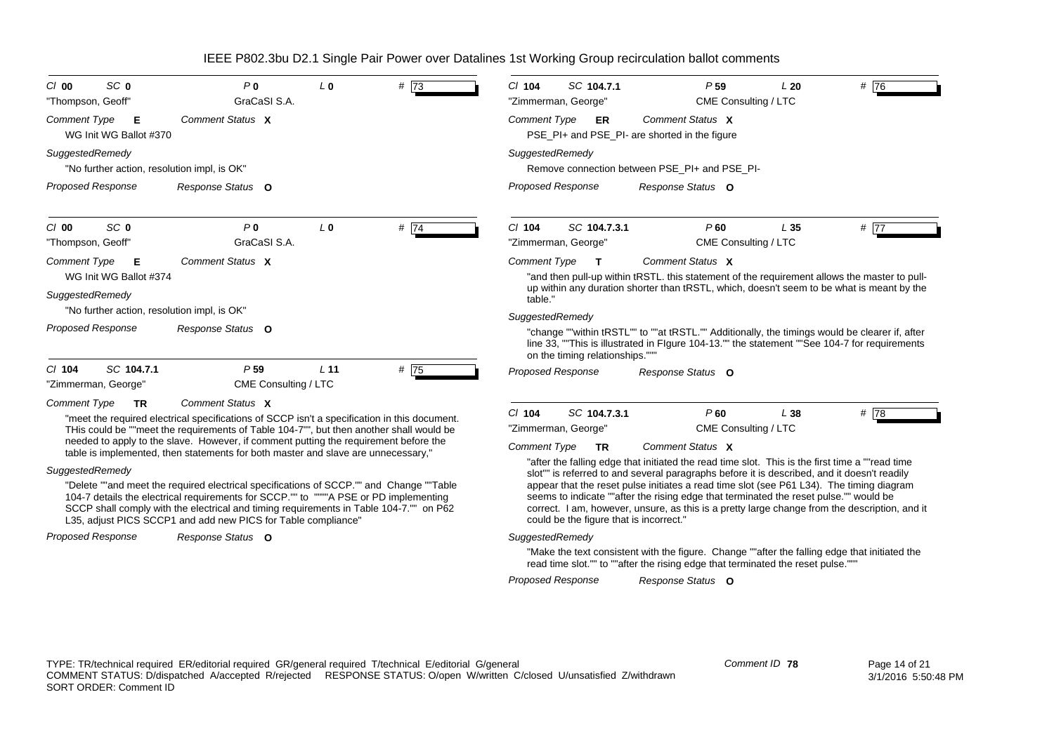# IEEE P802.3bu D2.1 Single Pair Power over Datalines 1st Working Group recirculation ballot comments

---

*Cl* **00** *SC* **0** *P* **0** *L* **0** # **73**

"Thompson, Geoff" GraCaSI S.A.

*Comment Type* **E** *Comment Status* **X**

WG Init WG Ballot #370

*SuggestedRemedy*

"No further action, resolution impl, is OK"

*Proposed Response* *Response Status* **O**

---

*Cl* **00** *SC* **0** *P* **0** *L* **0** # **74**

"Thompson, Geoff" GraCaSI S.A.

*Comment Type* **E** *Comment Status* **X**

WG Init WG Ballot #374

*SuggestedRemedy*

"No further action, resolution impl, is OK"

*Proposed Response* *Response Status* **O**

---

*Cl* **104** *SC* **104.7.1** *P* **59** *L* **11** # **75**

"Zimmerman, George" CME Consulting / LTC

*Comment Type* **TR** *Comment Status* **X**

"meet the required electrical specifications of SCCP isn't a specification in this document. THis could be ""meet the requirements of Table 104-7"", but then another shall would be needed to apply to the slave. However, if comment putting the requirement before the table is implemented, then statements for both master and slave are unnecessary,"

*SuggestedRemedy*

"Delete ""and meet the required electrical specifications of SCCP."" and Change ""Table 104-7 details the electrical requirements for SCCP."" to """"A PSE or PD implementing SCCP shall comply with the electrical and timing requirements in Table 104-7."" on P62 L35, adjust PICS SCCP1 and add new PICS for Table compliance"

*Proposed Response* *Response Status* **O**

---

*Cl* **104** *SC* **104.7.1** *P* **59** *L* **20** # **76**

"Zimmerman, George" CME Consulting / LTC

*Comment Type* **ER** *Comment Status* **X**

PSE_PI+ and PSE_PI- are shorted in the figure

*SuggestedRemedy*

Remove connection between PSE_PI+ and PSE_PI-

*Proposed Response* *Response Status* **O**

---

*Cl* **104** *SC* **104.7.3.1** *P* **60** *L* **35** # **77**

"Zimmerman, George" CME Consulting / LTC

*Comment Type* **T** *Comment Status* **X**

"and then pull-up within tRSTL. this statement of the requirement allows the master to pull-up within any duration shorter than tRSTL, which, doesn't seem to be what is meant by the table."

*SuggestedRemedy*

"change ""within tRSTL"" to ""at tRSTL."" Additionally, the timings would be clearer if, after line 33, ""This is illustrated in FIgure 104-13."" the statement ""See 104-7 for requirements on the timing relationships."""

*Proposed Response* *Response Status* **O**

---

*Cl* **104** *SC* **104.7.3.1** *P* **60** *L* **38** # **78**

"Zimmerman, George" CME Consulting / LTC

*Comment Type* **TR** *Comment Status* **X**

"after the falling edge that initiated the read time slot. This is the first time a ""read time slot"" is referred to and several paragraphs before it is described, and it doesn't readily appear that the reset pulse initiates a read time slot (see P61 L34). The timing diagram seems to indicate ""after the rising edge that terminated the reset pulse."" would be correct. I am, however, unsure, as this is a pretty large change from the description, and it could be the figure that is incorrect."

*SuggestedRemedy*

"Make the text consistent with the figure. Change ""after the falling edge that initiated the read time slot."" to ""after the rising edge that terminated the reset pulse."""

*Proposed Response* *Response Status* **O**

---

TYPE: TR/technical required ER/editorial required GR/general required T/technical E/editorial G/general
COMMENT STATUS: D/dispatched A/accepted R/rejected RESPONSE STATUS: O/open W/written C/closed U/unsatisfied Z/withdrawn
SORT ORDER: Comment ID

*Comment ID* **78**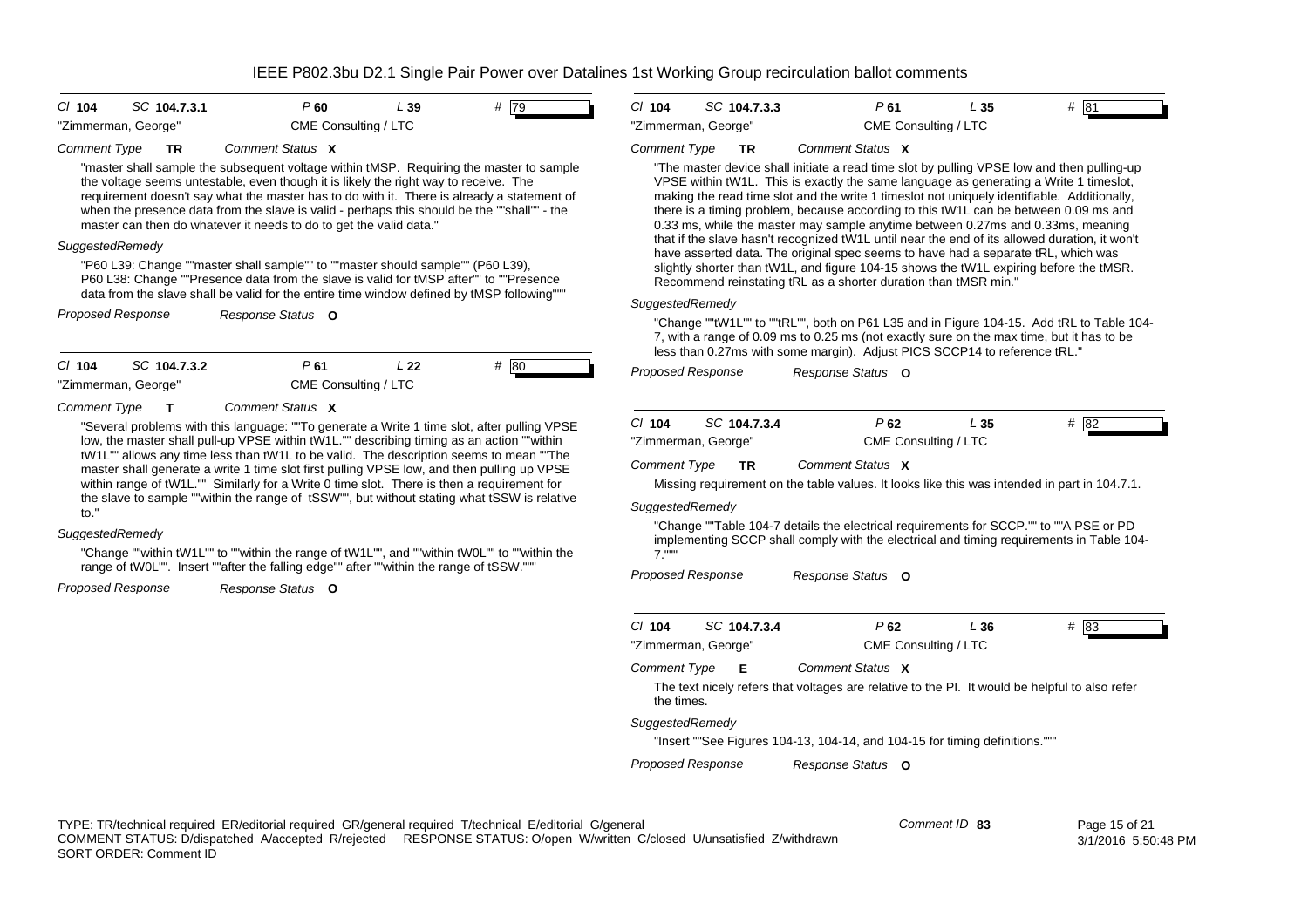## IEEE P802.3bu D2.1 Single Pair Power over Datalines 1st Working Group recirculation ballot comments

**Cl** 104 **SC** 104.7.3.1 **P** 60 **L** 39 **#** 79

"Zimmerman, George" CME Consulting / LTC

*Comment Type* **TR** *Comment Status* **X**

"master shall sample the subsequent voltage within tMSP. Requiring the master to sample the voltage seems untestable, even though it is likely the right way to receive. The requirement doesn't say what the master has to do with it. There is already a statement of when the presence data from the slave is valid - perhaps this should be the ""shall"" - the master can then do whatever it needs to do to get the valid data."

*SuggestedRemedy*

"P60 L39: Change ""master shall sample"" to ""master should sample"" (P60 L39), P60 L38: Change ""Presence data from the slave is valid for tMSP after"" to ""Presence data from the slave shall be valid for the entire time window defined by tMSP following"""

*Proposed Response* *Response Status* **O**

---

**Cl** 104 **SC** 104.7.3.2 **P** 61 **L** 22 **#** 80

"Zimmerman, George" CME Consulting / LTC

*Comment Type* **T** *Comment Status* **X**

"Several problems with this language: ""To generate a Write 1 time slot, after pulling VPSE low, the master shall pull-up VPSE within tW1L."" describing timing as an action ""within tW1L"" allows any time less than tW1L to be valid. The description seems to mean ""The master shall generate a write 1 time slot first pulling VPSE low, and then pulling up VPSE within range of tW1L."" Similarly for a Write 0 time slot. There is then a requirement for the slave to sample ""within the range of tSSW"", but without stating what tSSW is relative to."

*SuggestedRemedy*

"Change ""within tW1L"" to ""within the range of tW1L"", and ""within tW0L"" to ""within the range of tW0L"". Insert ""after the falling edge"" after ""within the range of tSSW."""

*Proposed Response* *Response Status* **O**

---

**Cl** 104 **SC** 104.7.3.3 **P** 61 **L** 35 **#** 81

"Zimmerman, George" CME Consulting / LTC

*Comment Type* **TR** *Comment Status* **X**

"The master device shall initiate a read time slot by pulling VPSE low and then pulling-up VPSE within tW1L. This is exactly the same language as generating a Write 1 timeslot, making the read time slot and the write 1 timeslot not uniquely identifiable. Additionally, there is a timing problem, because according to this tW1L can be between 0.09 ms and 0.33 ms, while the master may sample anytime between 0.27ms and 0.33ms, meaning that if the slave hasn't recognized tW1L until near the end of its allowed duration, it won't have asserted data. The original spec seems to have had a separate tRL, which was slightly shorter than tW1L, and figure 104-15 shows the tW1L expiring before the tMSR. Recommend reinstating tRL as a shorter duration than tMSR min."

*SuggestedRemedy*

"Change ""tW1L"" to ""tRL"", both on P61 L35 and in Figure 104-15. Add tRL to Table 104-7, with a range of 0.09 ms to 0.25 ms (not exactly sure on the max time, but it has to be less than 0.27ms with some margin). Adjust PICS SCCP14 to reference tRL."

*Proposed Response* *Response Status* **O**

---

**Cl** 104 **SC** 104.7.3.4 **P** 62 **L** 35 **#** 82

"Zimmerman, George" CME Consulting / LTC

*Comment Type* **TR** *Comment Status* **X**

Missing requirement on the table values. It looks like this was intended in part in 104.7.1.

*SuggestedRemedy*

"Change ""Table 104-7 details the electrical requirements for SCCP."" to ""A PSE or PD implementing SCCP shall comply with the electrical and timing requirements in Table 104-7."""

*Proposed Response* *Response Status* **O**

---

**Cl** 104 **SC** 104.7.3.4 **P** 62 **L** 36 **#** 83

"Zimmerman, George" CME Consulting / LTC

*Comment Type* **E** *Comment Status* **X**

The text nicely refers that voltages are relative to the PI. It would be helpful to also refer the times.

*SuggestedRemedy*

"Insert ""See Figures 104-13, 104-14, and 104-15 for timing definitions."""

*Proposed Response* *Response Status* **O**

---

TYPE: TR/technical required ER/editorial required GR/general required T/technical E/editorial G/general
COMMENT STATUS: D/dispatched A/accepted R/rejected RESPONSE STATUS: O/open W/written C/closed U/unsatisfied Z/withdrawn
SORT ORDER: Comment ID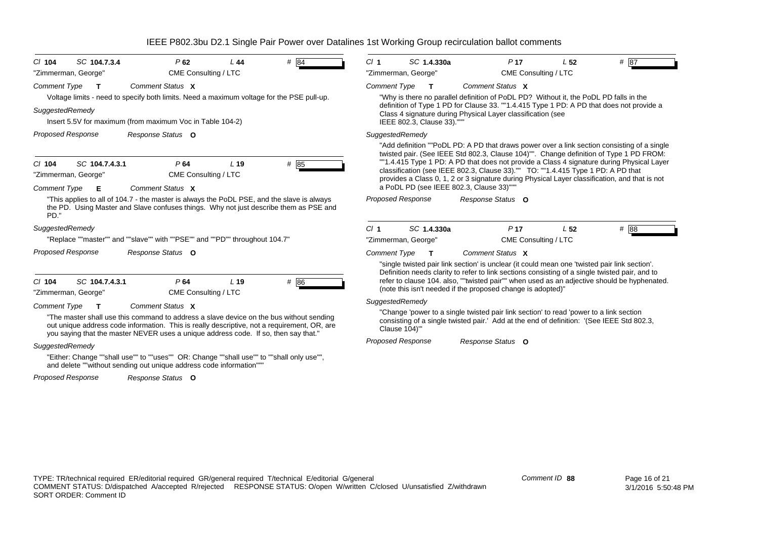# IEEE P802.3bu D2.1 Single Pair Power over Datalines 1st Working Group recirculation ballot comments

**Cl** 104 **SC** 104.7.3.4 **P** 62 **L** 44 **#** 84

"Zimmerman, George" CME Consulting / LTC

*Comment Type* **T** *Comment Status* **X**

Voltage limits - need to specify both limits. Need a maximum voltage for the PSE pull-up.

*SuggestedRemedy*

Insert 5.5V for maximum (from maximum Voc in Table 104-2)

*Proposed Response* *Response Status* **O**

---

**Cl** 104 **SC** 104.7.4.3.1 **P** 64 **L** 19 **#** 85

"Zimmerman, George" CME Consulting / LTC

*Comment Type* **E** *Comment Status* **X**

"This applies to all of 104.7 - the master is always the PoDL PSE, and the slave is always the PD. Using Master and Slave confuses things. Why not just describe them as PSE and PD."

*SuggestedRemedy*

"Replace ""master"" and ""slave"" with ""PSE"" and ""PD"" throughout 104.7"

*Proposed Response* *Response Status* **O**

---

**Cl** 104 **SC** 104.7.4.3.1 **P** 64 **L** 19 **#** 86

"Zimmerman, George" CME Consulting / LTC

*Comment Type* **T** *Comment Status* **X**

"The master shall use this command to address a slave device on the bus without sending out unique address code information. This is really descriptive, not a requirement, OR, are you saying that the master NEVER uses a unique address code. If so, then say that."

*SuggestedRemedy*

"Either: Change ""shall use"" to ""uses"" OR: Change ""shall use"" to ""shall only use"", and delete ""without sending out unique address code information"""

*Proposed Response* *Response Status* **O**

---

**Cl** 1 **SC** 1.4.330a **P** 17 **L** 52 **#** 87

"Zimmerman, George" CME Consulting / LTC

*Comment Type* **T** *Comment Status* **X**

"Why is there no parallel definition of PoDL PD? Without it, the PoDL PD falls in the definition of Type 1 PD for Clause 33. ""1.4.415 Type 1 PD: A PD that does not provide a Class 4 signature during Physical Layer classification (see IEEE 802.3, Clause 33)."""

*SuggestedRemedy*

"Add definition ""PoDL PD: A PD that draws power over a link section consisting of a single twisted pair. (See IEEE Std 802.3, Clause 104)"". Change definition of Type 1 PD FROM: ""1.4.415 Type 1 PD: A PD that does not provide a Class 4 signature during Physical Layer classification (see IEEE 802.3, Clause 33)."" TO: ""1.4.415 Type 1 PD: A PD that provides a Class 0, 1, 2 or 3 signature during Physical Layer classification, and that is not a PoDL PD (see IEEE 802.3, Clause 33)"""

*Proposed Response* *Response Status* **O**

---

**Cl** 1 **SC** 1.4.330a **P** 17 **L** 52 **#** 88

"Zimmerman, George" CME Consulting / LTC

*Comment Type* **T** *Comment Status* **X**

"single twisted pair link section' is unclear (it could mean one 'twisted pair link section'. Definition needs clarity to refer to link sections consisting of a single twisted pair, and to refer to clause 104. also, ""twisted pair"" when used as an adjective should be hyphenated. (note this isn't needed if the proposed change is adopted)"

*SuggestedRemedy*

"Change 'power to a single twisted pair link section' to read 'power to a link section consisting of a single twisted pair.' Add at the end of definition: '(See IEEE Std 802.3, Clause 104)'"

*Proposed Response* *Response Status* **O**

---

TYPE: TR/technical required ER/editorial required GR/general required T/technical E/editorial G/general
COMMENT STATUS: D/dispatched A/accepted R/rejected RESPONSE STATUS: O/open W/written C/closed U/unsatisfied Z/withdrawn
SORT ORDER: Comment ID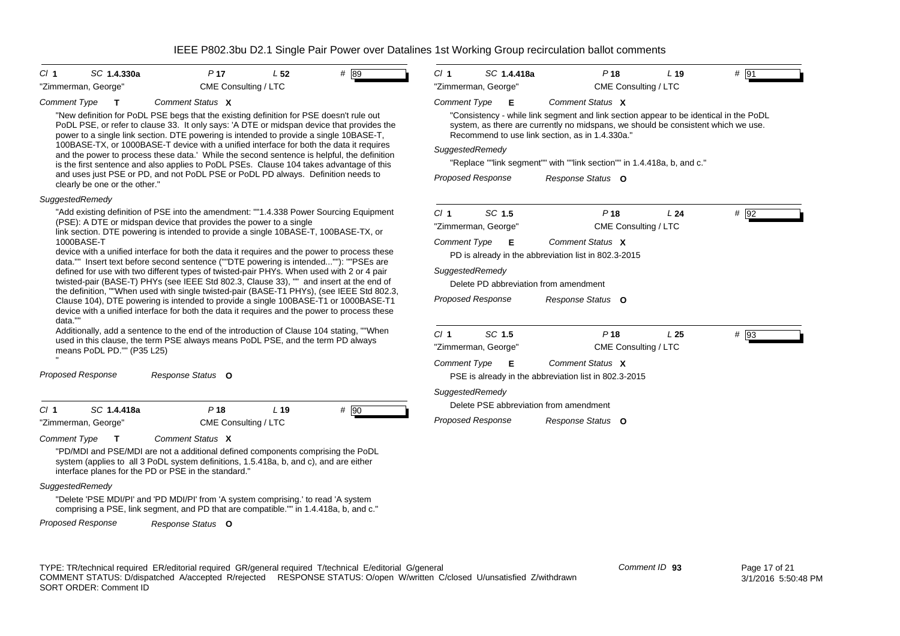IEEE P802.3bu D2.1 Single Pair Power over Datalines 1st Working Group recirculation ballot comments

**Cl 1 SC 1.4.330a P 17 L 52 # 89**

"Zimmerman, George" CME Consulting / LTC

*Comment Type* **T** *Comment Status* **X**

"New definition for PoDL PSE begs that the existing definition for PSE doesn't rule out PoDL PSE, or refer to clause 33. It only says: 'A DTE or midspan device that provides the power to a single link section. DTE powering is intended to provide a single 10BASE-T, 100BASE-TX, or 1000BASE-T device with a unified interface for both the data it requires and the power to process these data.' While the second sentence is helpful, the definition is the first sentence and also applies to PoDL PSEs. Clause 104 takes advantage of this and uses just PSE or PD, and not PoDL PSE or PoDL PD always. Definition needs to clearly be one or the other."

*SuggestedRemedy*

"Add existing definition of PSE into the amendment: ""1.4.338 Power Sourcing Equipment (PSE): A DTE or midspan device that provides the power to a single link section. DTE powering is intended to provide a single 10BASE-T, 100BASE-TX, or 1000BASE-T device with a unified interface for both the data it requires and the power to process these data."" Insert text before second sentence (""DTE powering is intended...""): ""PSEs are defined for use with two different types of twisted-pair PHYs. When used with 2 or 4 pair twisted-pair (BASE-T) PHYs (see IEEE Std 802.3, Clause 33), "" and insert at the end of the definition, ""When used with single twisted-pair (BASE-T1 PHYs), (see IEEE Std 802.3, Clause 104), DTE powering is intended to provide a single 100BASE-T1 or 1000BASE-T1 device with a unified interface for both the data it requires and the power to process these data.""
Additionally, add a sentence to the end of the introduction of Clause 104 stating, ""When used in this clause, the term PSE always means PoDL PSE, and the term PD always means PoDL PD."" (P35 L25)
"

*Proposed Response* *Response Status* **O**

---

**Cl 1 SC 1.4.418a P 18 L 19 # 90**

"Zimmerman, George" CME Consulting / LTC

*Comment Type* **T** *Comment Status* **X**

"PD/MDI and PSE/MDI are not a additional defined components comprising the PoDL system (applies to all 3 PoDL system definitions, 1.5.418a, b, and c), and are either interface planes for the PD or PSE in the standard."

*SuggestedRemedy*

"Delete 'PSE MDI/PI' and 'PD MDI/PI' from 'A system comprising.' to read 'A system comprising a PSE, link segment, and PD that are compatible."" in 1.4.418a, b, and c."

*Proposed Response* *Response Status* **O**

---

**Cl 1 SC 1.4.418a P 18 L 19 # 91**

"Zimmerman, George" CME Consulting / LTC

*Comment Type* **E** *Comment Status* **X**

"Consistency - while link segment and link section appear to be identical in the PoDL system, as there are currently no midspans, we should be consistent which we use. Recommend to use link section, as in 1.4.330a."

*SuggestedRemedy*

"Replace ""link segment"" with ""link section"" in 1.4.418a, b, and c."

*Proposed Response* *Response Status* **O**

---

**Cl 1 SC 1.5 P 18 L 24 # 92**

"Zimmerman, George" CME Consulting / LTC

*Comment Type* **E** *Comment Status* **X**

PD is already in the abbreviation list in 802.3-2015

*SuggestedRemedy*

Delete PD abbreviation from amendment

*Proposed Response* *Response Status* **O**

---

**Cl 1 SC 1.5 P 18 L 25 # 93**

"Zimmerman, George" CME Consulting / LTC

*Comment Type* **E** *Comment Status* **X**

PSE is already in the abbreviation list in 802.3-2015

*SuggestedRemedy*

Delete PSE abbreviation from amendment

*Proposed Response* *Response Status* **O**

---

TYPE: TR/technical required ER/editorial required GR/general required T/technical E/editorial G/general
COMMENT STATUS: D/dispatched A/accepted R/rejected RESPONSE STATUS: O/open W/written C/closed U/unsatisfied Z/withdrawn
SORT ORDER: Comment ID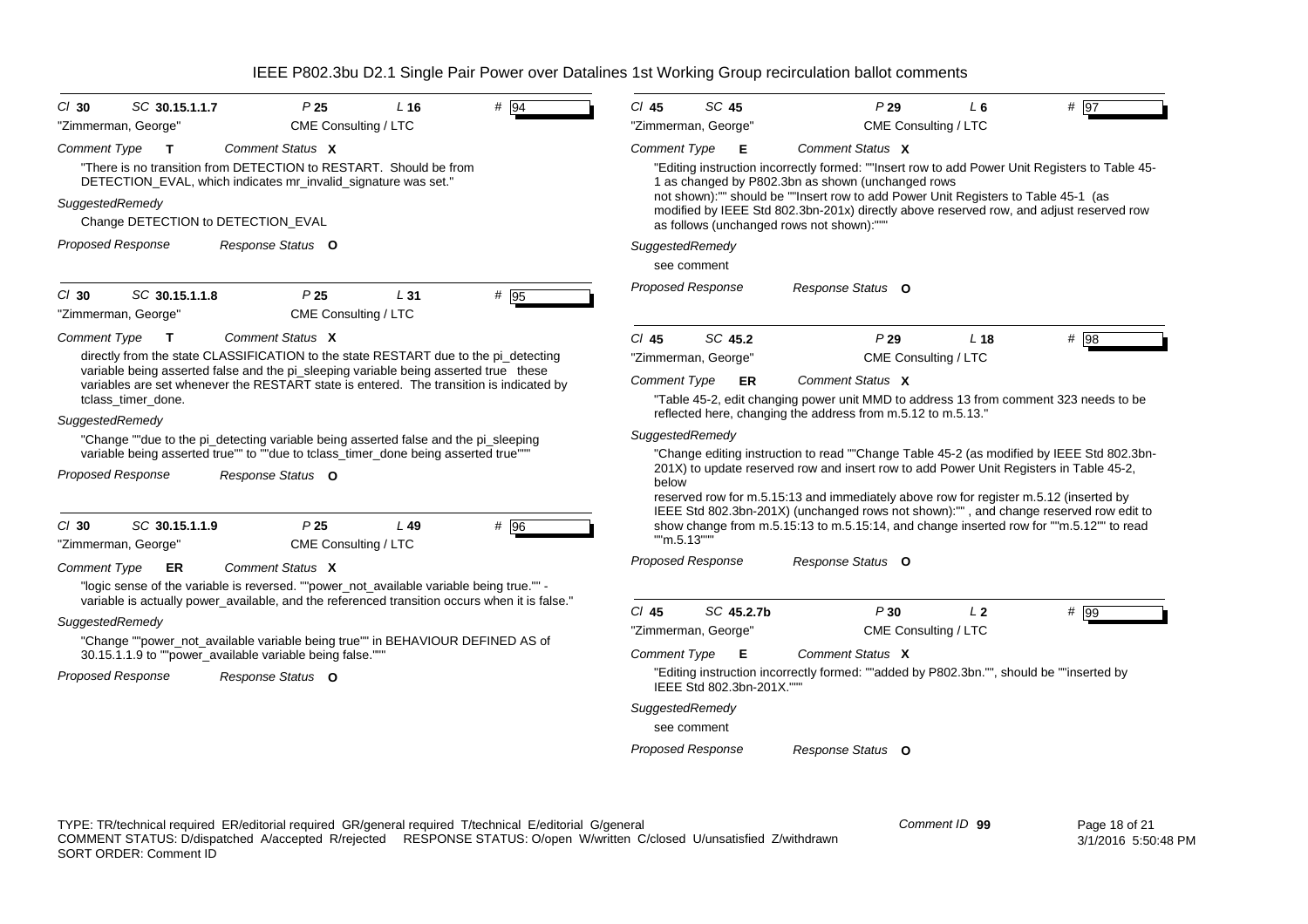# IEEE P802.3bu D2.1 Single Pair Power over Datalines 1st Working Group recirculation ballot comments

**Cl** 30 **SC** 30.15.1.1.7 **P** 25 **L** 16 **#** 94

"Zimmerman, George" CME Consulting / LTC

**Comment Type** T **Comment Status** X

"There is no transition from DETECTION to RESTART. Should be from DETECTION_EVAL, which indicates mr_invalid_signature was set."

**SuggestedRemedy**

Change DETECTION to DETECTION_EVAL

**Proposed Response** **Response Status** O

---

**Cl** 30 **SC** 30.15.1.1.8 **P** 25 **L** 31 **#** 95

"Zimmerman, George" CME Consulting / LTC

**Comment Type** T **Comment Status** X

directly from the state CLASSIFICATION to the state RESTART due to the pi_detecting variable being asserted false and the pi_sleeping variable being asserted true these variables are set whenever the RESTART state is entered. The transition is indicated by tclass_timer_done.

**SuggestedRemedy**

"Change ""due to the pi_detecting variable being asserted false and the pi_sleeping variable being asserted true"" to ""due to tclass_timer_done being asserted true"""

**Proposed Response** **Response Status** O

---

**Cl** 30 **SC** 30.15.1.1.9 **P** 25 **L** 49 **#** 96

"Zimmerman, George" CME Consulting / LTC

**Comment Type** ER **Comment Status** X

"logic sense of the variable is reversed. ""power_not_available variable being true."" - variable is actually power_available, and the referenced transition occurs when it is false."

**SuggestedRemedy**

"Change ""power_not_available variable being true"" in BEHAVIOUR DEFINED AS of 30.15.1.1.9 to ""power_available variable being false."""

**Proposed Response** **Response Status** O

---

**Cl** 45 **SC** 45 **P** 29 **L** 6 **#** 97

"Zimmerman, George" CME Consulting / LTC

**Comment Type** E **Comment Status** X

"Editing instruction incorrectly formed: ""Insert row to add Power Unit Registers to Table 45-1 as changed by P802.3bn as shown (unchanged rows not shown):"" should be ""Insert row to add Power Unit Registers to Table 45-1 (as modified by IEEE Std 802.3bn-201x) directly above reserved row, and adjust reserved row as follows (unchanged rows not shown):"""

**SuggestedRemedy**

see comment

**Proposed Response** **Response Status** O

---

**Cl** 45 **SC** 45.2 **P** 29 **L** 18 **#** 98

"Zimmerman, George" CME Consulting / LTC

**Comment Type** ER **Comment Status** X

"Table 45-2, edit changing power unit MMD to address 13 from comment 323 needs to be reflected here, changing the address from m.5.12 to m.5.13."

**SuggestedRemedy**

"Change editing instruction to read ""Change Table 45-2 (as modified by IEEE Std 802.3bn-201X) to update reserved row and insert row to add Power Unit Registers in Table 45-2, below reserved row for m.5.15:13 and immediately above row for register m.5.12 (inserted by IEEE Std 802.3bn-201X) (unchanged rows not shown):"" , and change reserved row edit to show change from m.5.15:13 to m.5.15:14, and change inserted row for ""m.5.12"" to read ""m.5.13"""

**Proposed Response** **Response Status** O

---

**Cl** 45 **SC** 45.2.7b **P** 30 **L** 2 **#** 99

"Zimmerman, George" CME Consulting / LTC

**Comment Type** E **Comment Status** X

"Editing instruction incorrectly formed: ""added by P802.3bn."", should be ""inserted by IEEE Std 802.3bn-201X."""

**SuggestedRemedy**

see comment

**Proposed Response** **Response Status** O

---

TYPE: TR/technical required ER/editorial required GR/general required T/technical E/editorial G/general
COMMENT STATUS: D/dispatched A/accepted R/rejected RESPONSE STATUS: O/open W/written C/closed U/unsatisfied Z/withdrawn
SORT ORDER: Comment ID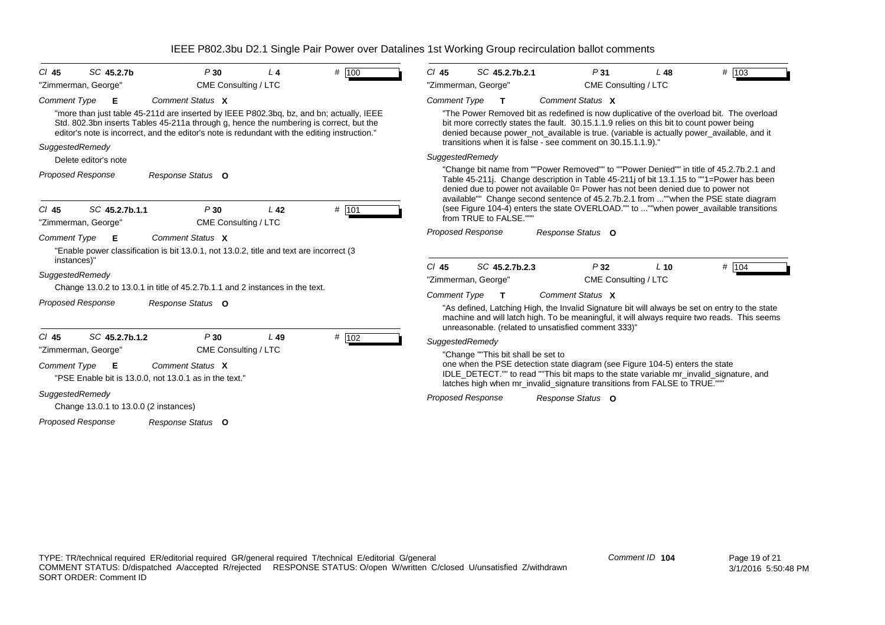# IEEE P802.3bu D2.1 Single Pair Power over Datalines 1st Working Group recirculation ballot comments

**Cl** 45 **SC** 45.2.7b **P** 30 **L** 4 **#** 100

"Zimmerman, George" CME Consulting / LTC

*Comment Type* **E** *Comment Status* **X**

"more than just table 45-211d are inserted by IEEE P802.3bq, bz, and bn; actually, IEEE Std. 802.3bn inserts Tables 45-211a through g, hence the numbering is correct, but the editor's note is incorrect, and the editor's note is redundant with the editing instruction."

*SuggestedRemedy*

Delete editor's note

*Proposed Response* *Response Status* **O**

---

**Cl** 45 **SC** 45.2.7b.1.1 **P** 30 **L** 42 **#** 101

"Zimmerman, George" CME Consulting / LTC

*Comment Type* **E** *Comment Status* **X**

"Enable power classification is bit 13.0.1, not 13.0.2, title and text are incorrect (3 instances)"

*SuggestedRemedy*

Change 13.0.2 to 13.0.1 in title of 45.2.7b.1.1 and 2 instances in the text.

*Proposed Response* *Response Status* **O**

---

**Cl** 45 **SC** 45.2.7b.1.2 **P** 30 **L** 49 **#** 102

"Zimmerman, George" CME Consulting / LTC

*Comment Type* **E** *Comment Status* **X**

"PSE Enable bit is 13.0.0, not 13.0.1 as in the text."

*SuggestedRemedy*

Change 13.0.1 to 13.0.0 (2 instances)

*Proposed Response* *Response Status* **O**

---

**Cl** 45 **SC** 45.2.7b.2.1 **P** 31 **L** 48 **#** 103

"Zimmerman, George" CME Consulting / LTC

*Comment Type* **T** *Comment Status* **X**

"The Power Removed bit as redefined is now duplicative of the overload bit. The overload bit more correctly states the fault. 30.15.1.1.9 relies on this bit to count power being denied because power_not_available is true. (variable is actually power_available, and it transitions when it is false - see comment on 30.15.1.1.9)."

*SuggestedRemedy*

"Change bit name from ""Power Removed"" to ""Power Denied"" in title of 45.2.7b.2.1 and Table 45-211j. Change description in Table 45-211j of bit 13.1.15 to ""1=Power has been denied due to power not available 0= Power has not been denied due to power not available"" Change second sentence of 45.2.7b.2.1 from ...""when the PSE state diagram (see Figure 104-4) enters the state OVERLOAD."" to ...""when power_available transitions from TRUE to FALSE."""

*Proposed Response* *Response Status* **O**

---

**Cl** 45 **SC** 45.2.7b.2.3 **P** 32 **L** 10 **#** 104

"Zimmerman, George" CME Consulting / LTC

*Comment Type* **T** *Comment Status* **X**

"As defined, Latching High, the Invalid Signature bit will always be set on entry to the state machine and will latch high. To be meaningful, it will always require two reads. This seems unreasonable. (related to unsatisfied comment 333)"

*SuggestedRemedy*

"Change ""This bit shall be set to one when the PSE detection state diagram (see Figure 104-5) enters the state IDLE_DETECT."" to read ""This bit maps to the state variable mr_invalid_signature, and latches high when mr_invalid_signature transitions from FALSE to TRUE."""

*Proposed Response* *Response Status* **O**

---

TYPE: TR/technical required ER/editorial required GR/general required T/technical E/editorial G/general
COMMENT STATUS: D/dispatched A/accepted R/rejected RESPONSE STATUS: O/open W/written C/closed U/unsatisfied Z/withdrawn
SORT ORDER: Comment ID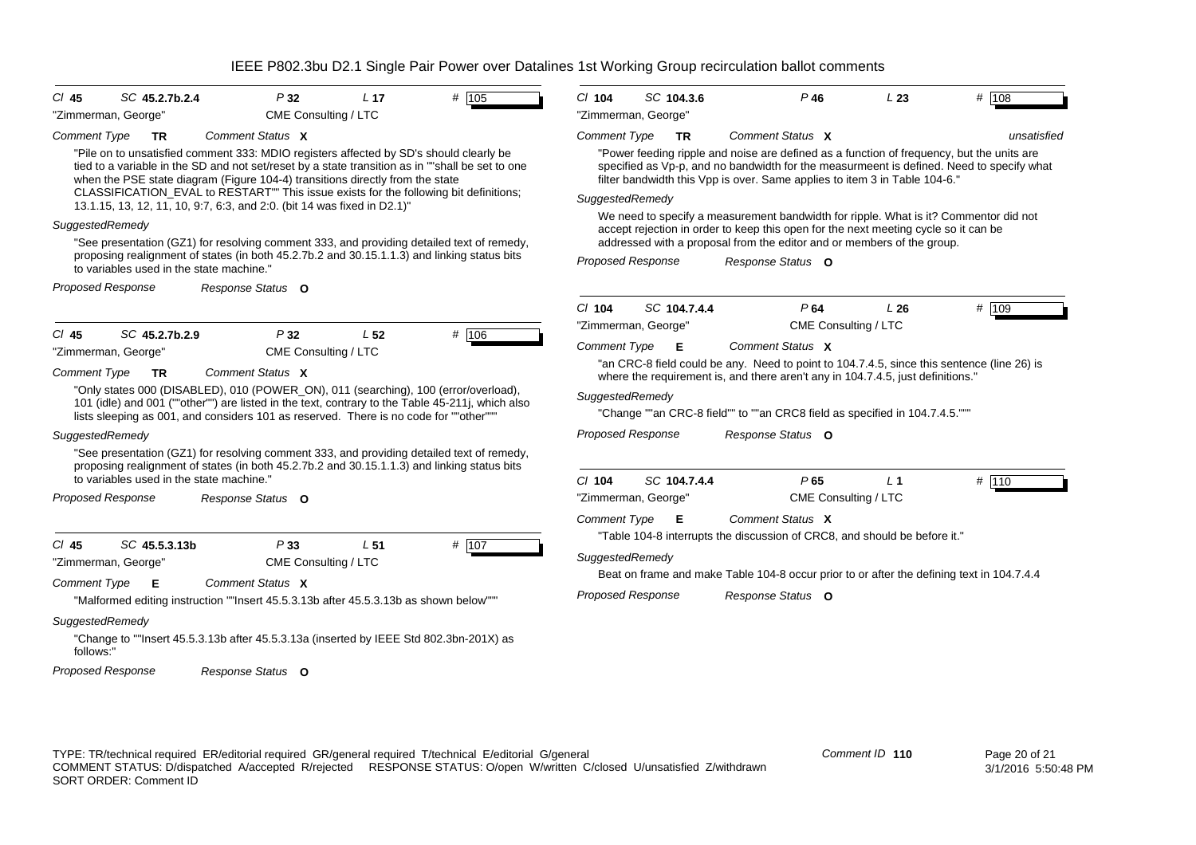**Cl 45 SC 45.2.7b.2.4 P 32 L 17 # 105**

"Zimmerman, George" CME Consulting / LTC

*Comment Type* **TR** *Comment Status* **X**

"Pile on to unsatisfied comment 333: MDIO registers affected by SD's should clearly be tied to a variable in the SD and not set/reset by a state transition as in ""shall be set to one when the PSE state diagram (Figure 104-4) transitions directly from the state CLASSIFICATION_EVAL to RESTART"" This issue exists for the following bit definitions; 13.1.15, 13, 12, 11, 10, 9:7, 6:3, and 2:0. (bit 14 was fixed in D2.1)"

*SuggestedRemedy*

"See presentation (GZ1) for resolving comment 333, and providing detailed text of remedy, proposing realignment of states (in both 45.2.7b.2 and 30.15.1.1.3) and linking status bits to variables used in the state machine."

*Proposed Response* *Response Status* **O**

---

**Cl 45 SC 45.2.7b.2.9 P 32 L 52 # 106**

"Zimmerman, George" CME Consulting / LTC

*Comment Type* **TR** *Comment Status* **X**

"Only states 000 (DISABLED), 010 (POWER_ON), 011 (searching), 100 (error/overload), 101 (idle) and 001 (""other"") are listed in the text, contrary to the Table 45-211j, which also lists sleeping as 001, and considers 101 as reserved. There is no code for ""other"""

*SuggestedRemedy*

"See presentation (GZ1) for resolving comment 333, and providing detailed text of remedy, proposing realignment of states (in both 45.2.7b.2 and 30.15.1.1.3) and linking status bits to variables used in the state machine."

*Proposed Response* *Response Status* **O**

---

**Cl 45 SC 45.5.3.13b P 33 L 51 # 107**

"Zimmerman, George" CME Consulting / LTC

*Comment Type* **E** *Comment Status* **X**

"Malformed editing instruction ""Insert 45.5.3.13b after 45.5.3.13b as shown below"""

*SuggestedRemedy*

"Change to ""Insert 45.5.3.13b after 45.5.3.13a (inserted by IEEE Std 802.3bn-201X) as follows:"

*Proposed Response* *Response Status* **O**

---

**Cl 104 SC 104.3.6 P 46 L 23 # 108**

"Zimmerman, George"

*Comment Type* **TR** *Comment Status* **X** *unsatisfied*

"Power feeding ripple and noise are defined as a function of frequency, but the units are specified as Vp-p, and no bandwidth for the measurmeent is defined. Need to specify what filter bandwidth this Vpp is over. Same applies to item 3 in Table 104-6."

*SuggestedRemedy*

We need to specify a measurement bandwidth for ripple. What is it? Commentor did not accept rejection in order to keep this open for the next meeting cycle so it can be addressed with a proposal from the editor and or members of the group.

*Proposed Response* *Response Status* **O**

---

**Cl 104 SC 104.7.4.4 P 64 L 26 # 109**

"Zimmerman, George" CME Consulting / LTC

*Comment Type* **E** *Comment Status* **X**

"an CRC-8 field could be any. Need to point to 104.7.4.5, since this sentence (line 26) is where the requirement is, and there aren't any in 104.7.4.5, just definitions."

*SuggestedRemedy*

"Change ""an CRC-8 field"" to ""an CRC8 field as specified in 104.7.4.5."""

*Proposed Response* *Response Status* **O**

---

**Cl 104 SC 104.7.4.4 P 65 L 1 # 110**

"Zimmerman, George" CME Consulting / LTC

*Comment Type* **E** *Comment Status* **X**

"Table 104-8 interrupts the discussion of CRC8, and should be before it."

*SuggestedRemedy*

Beat on frame and make Table 104-8 occur prior to or after the defining text in 104.7.4.4

*Proposed Response* *Response Status* **O**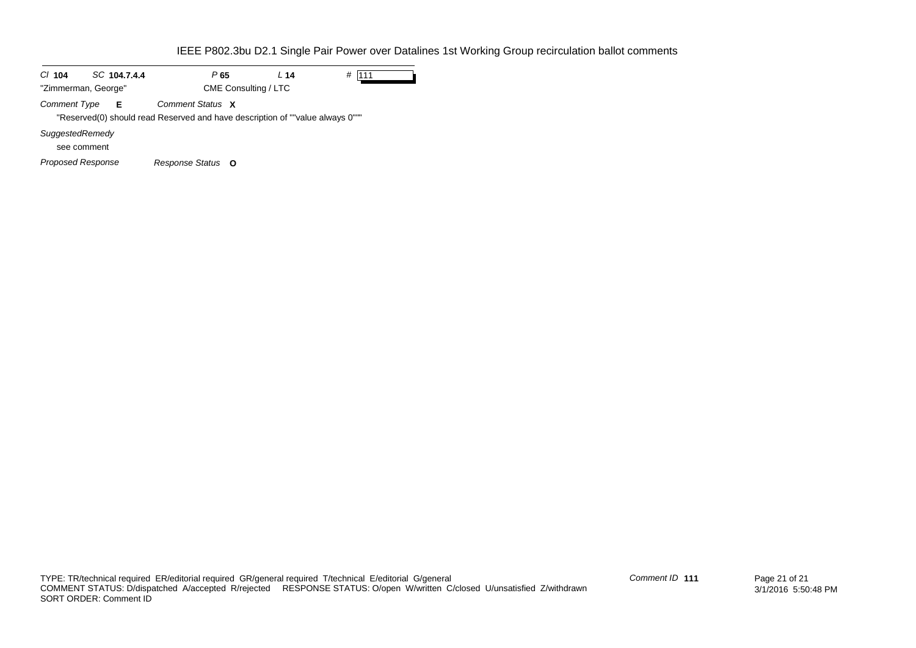*Cl* **104** *SC* **104.7.4.4** *P* **65** *L* **14** # 111

"Zimmerman, George" CME Consulting / LTC

*Comment Type* **E** *Comment Status* **X**

"Reserved(0) should read Reserved and have description of ""value always 0"""

*SuggestedRemedy*

see comment

*Proposed Response* *Response Status* **O**

TYPE: TR/technical required ER/editorial required GR/general required T/technical E/editorial G/general
COMMENT STATUS: D/dispatched A/accepted R/rejected RESPONSE STATUS: O/open W/written C/closed U/unsatisfied Z/withdrawn
SORT ORDER: Comment ID

*Comment ID* **111**